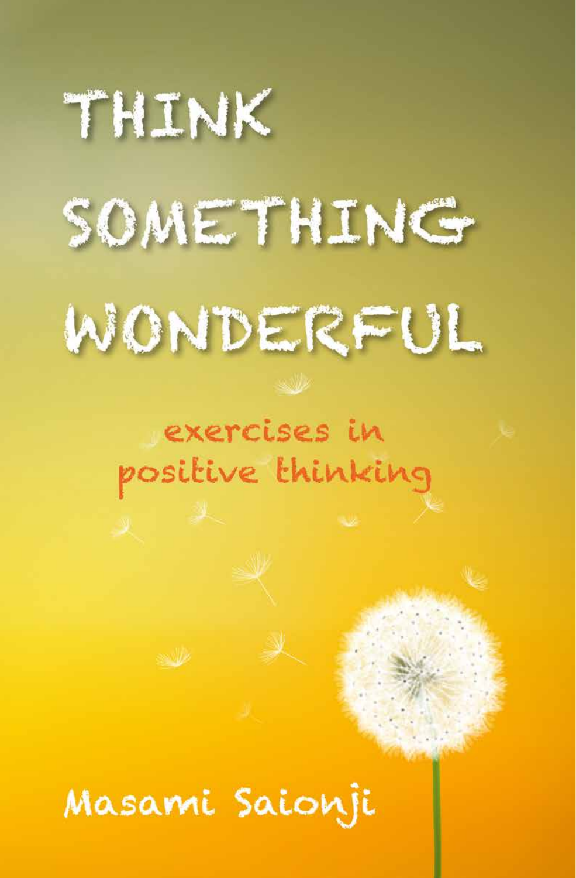# THINK SOMETHING WONDERFUL

## exercises in positive thinking

Masami Saionji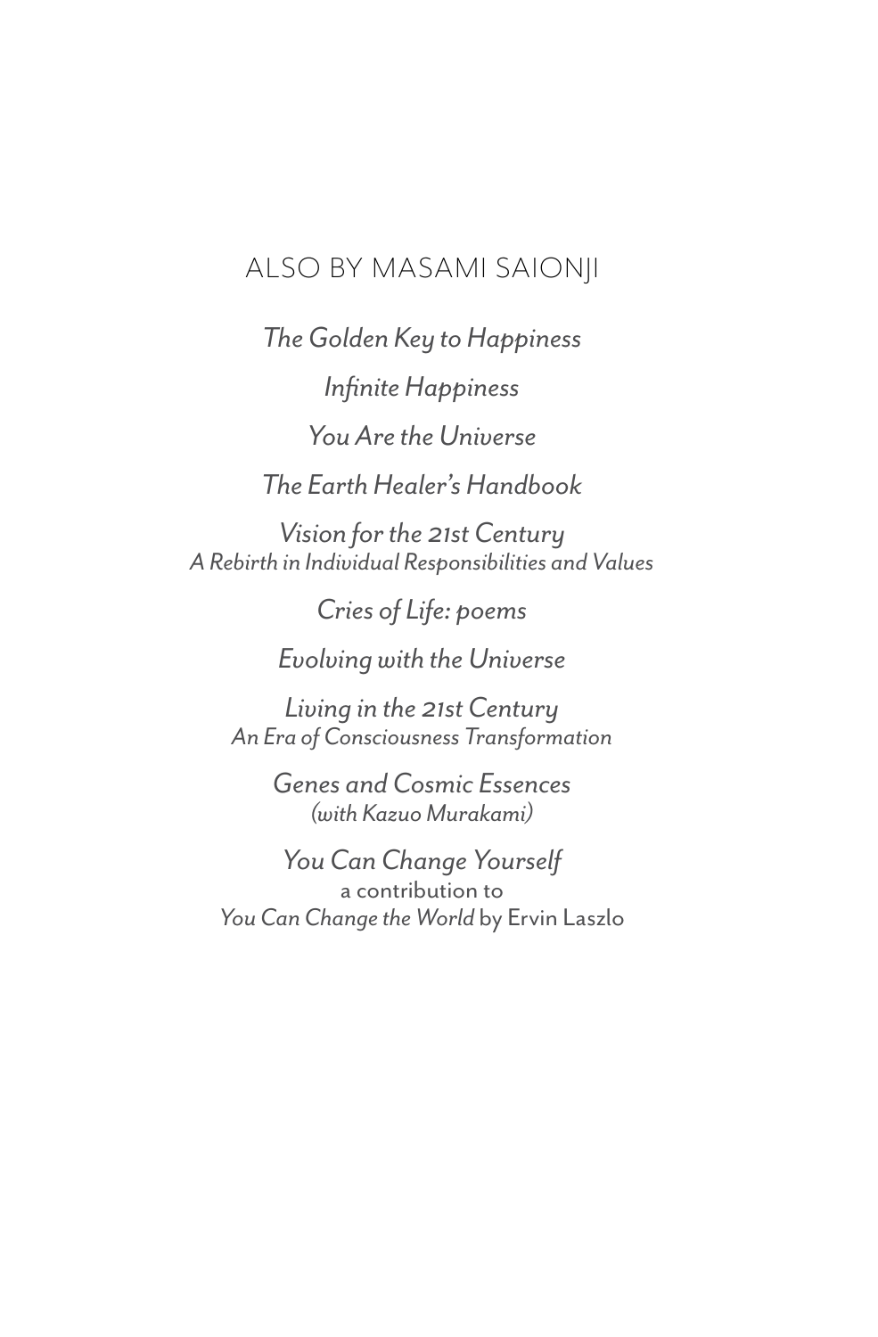## ALSO BY MASAMI SAIONJI

*The Golden Key to Happiness*

*Infinite Happiness*

*You Are the Universe*

*The Earth Healer's Handbook*

*Vision for the 21st Century*
*A Rebirth in Individual Responsibilities and Values*

*Cries of Life: poems*

*Evolving with the Universe*

*Living in the 21st Century*
*An Era of Consciousness Transformation*

*Genes and Cosmic Essences*
*(with Kazuo Murakami)*

*You Can Change Yourself*
a contribution to
*You Can Change the World* by Ervin Laszlo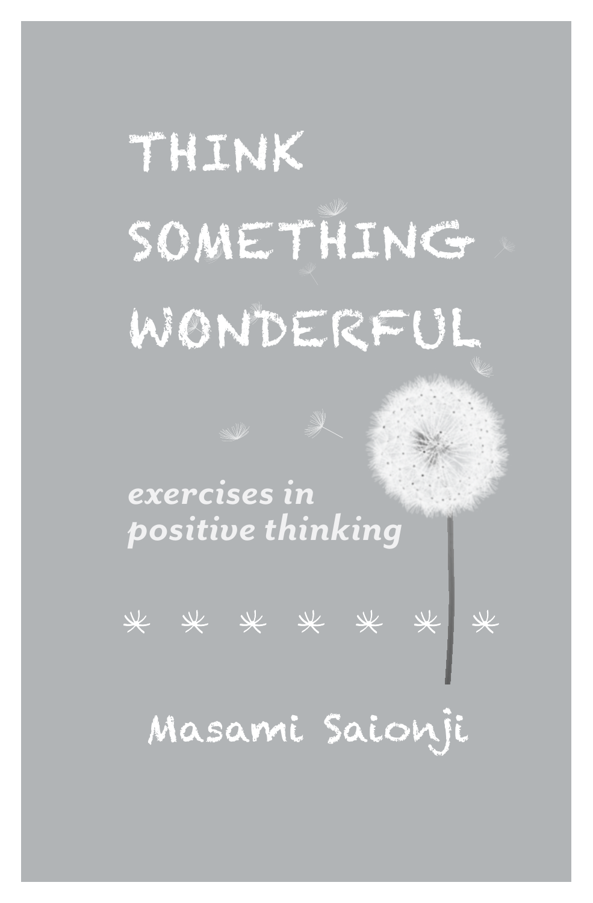# THINK SOMETHING WONDERFUL

*exercises in positive thinking*

Masami Saionji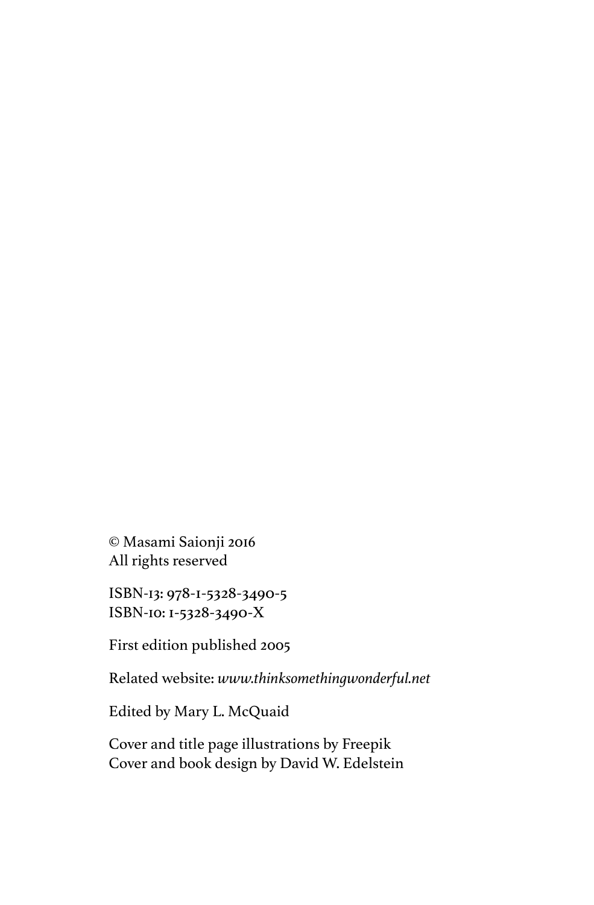© Masami Saionji 2016
All rights reserved

ISBN-13: 978-1-5328-3490-5
ISBN-10: 1-5328-3490-X

First edition published 2005

Related website: *www.thinksomethingwonderful.net*

Edited by Mary L. McQuaid

Cover and title page illustrations by Freepik
Cover and book design by David W. Edelstein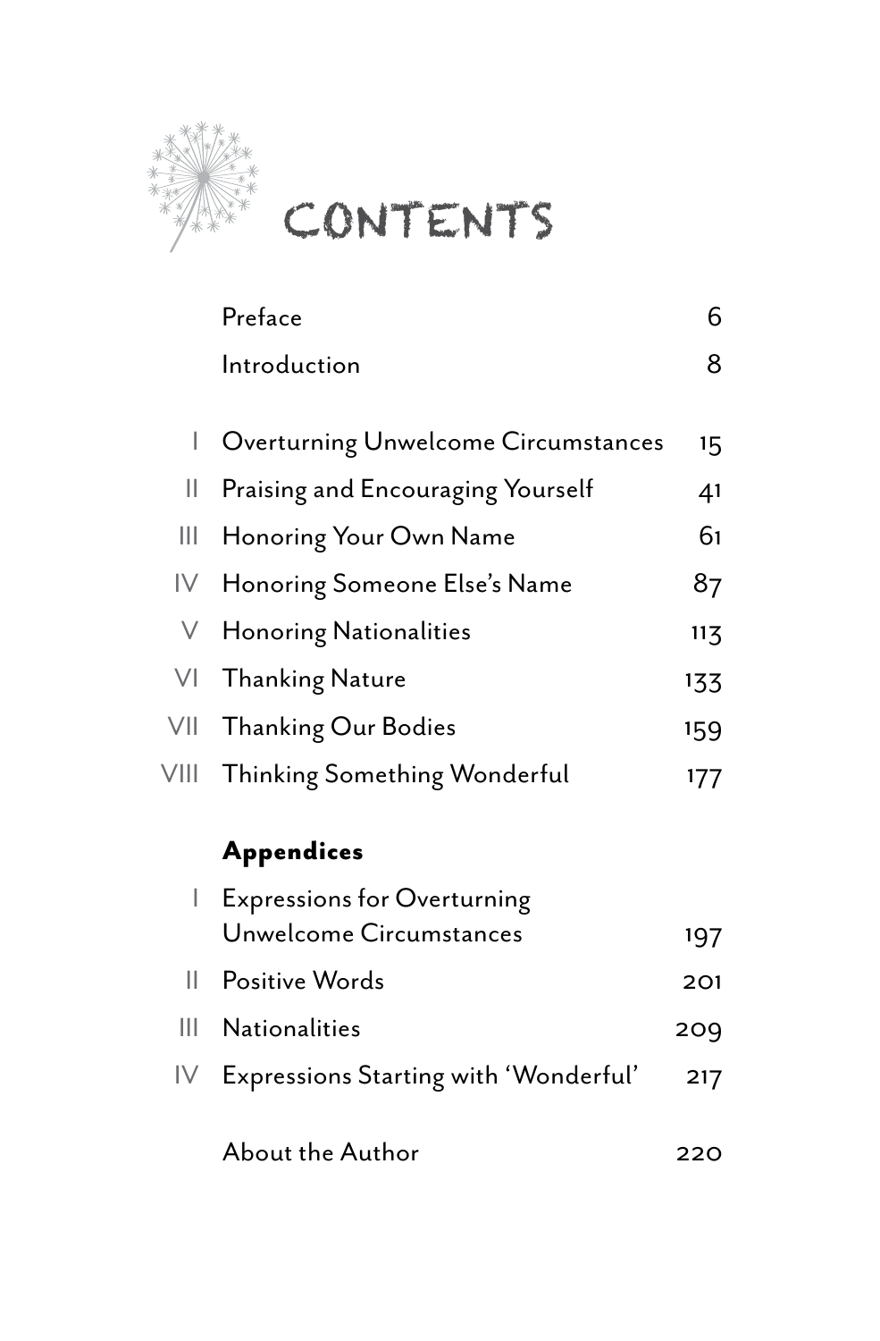# CONTENTS

| | | |
|---|---|---|
| | Preface | 6 |
| | Introduction | 8 |
| I | Overturning Unwelcome Circumstances | 15 |
| II | Praising and Encouraging Yourself | 41 |
| III | Honoring Your Own Name | 61 |
| IV | Honoring Someone Else's Name | 87 |
| V | Honoring Nationalities | 113 |
| VI | Thanking Nature | 133 |
| VII | Thanking Our Bodies | 159 |
| VIII | Thinking Something Wonderful | 177 |
| | **Appendices** | |
| I | Expressions for Overturning Unwelcome Circumstances | 197 |
| II | Positive Words | 201 |
| III | Nationalities | 209 |
| IV | Expressions Starting with 'Wonderful' | 217 |
| | About the Author | 220 |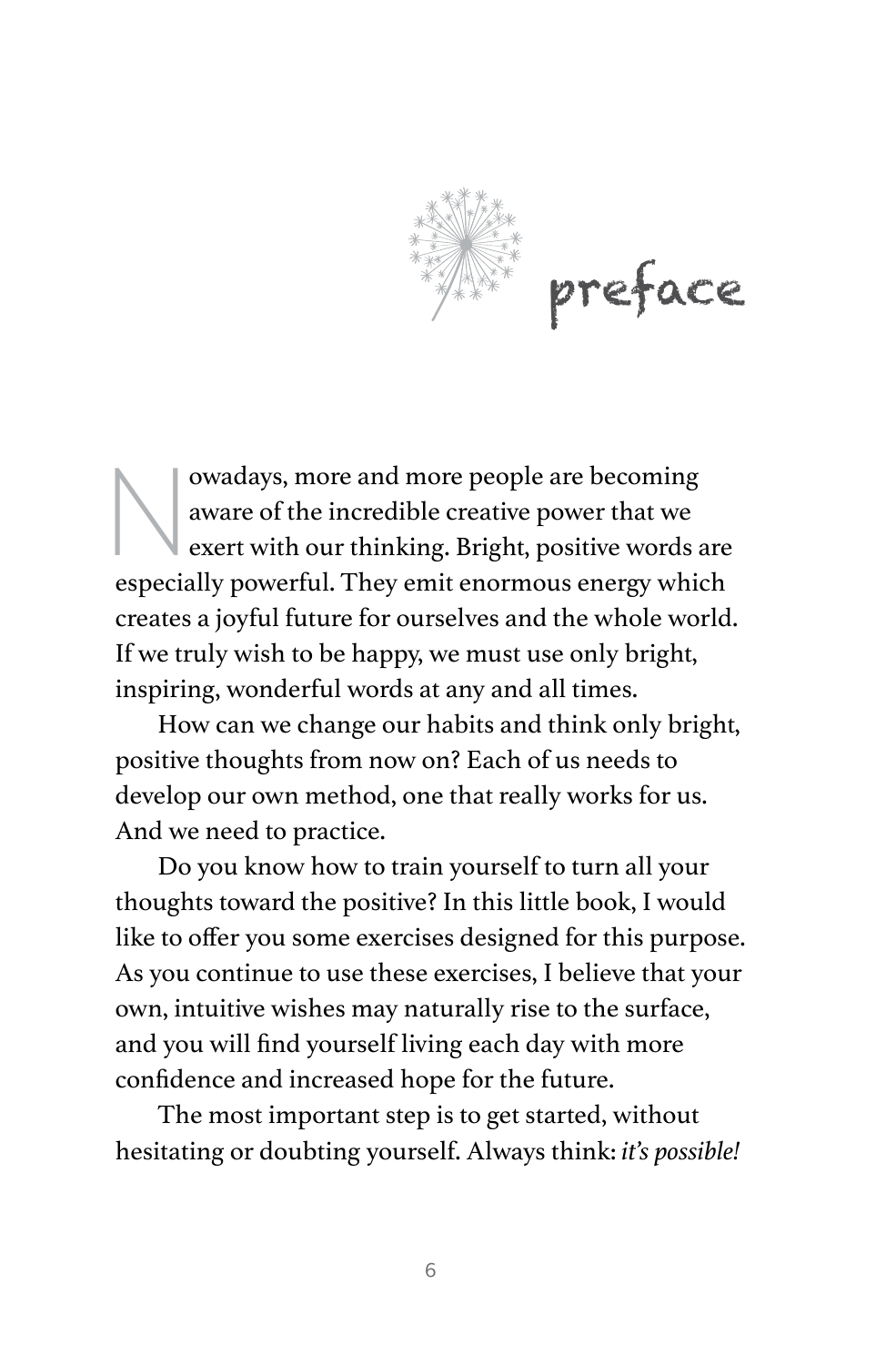# preface

Nowadays, more and more people are becoming aware of the incredible creative power that we exert with our thinking. Bright, positive words are especially powerful. They emit enormous energy which creates a joyful future for ourselves and the whole world. If we truly wish to be happy, we must use only bright, inspiring, wonderful words at any and all times.

How can we change our habits and think only bright, positive thoughts from now on? Each of us needs to develop our own method, one that really works for us. And we need to practice.

Do you know how to train yourself to turn all your thoughts toward the positive? In this little book, I would like to offer you some exercises designed for this purpose. As you continue to use these exercises, I believe that your own, intuitive wishes may naturally rise to the surface, and you will find yourself living each day with more confidence and increased hope for the future.

The most important step is to get started, without hesitating or doubting yourself. Always think: *it's possible!*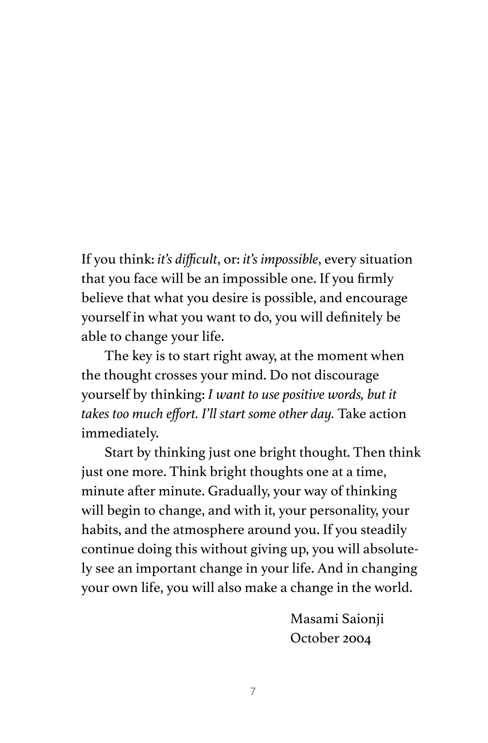If you think: *it's difficult*, or: *it's impossible*, every situation that you face will be an impossible one. If you firmly believe that what you desire is possible, and encourage yourself in what you want to do, you will definitely be able to change your life.

The key is to start right away, at the moment when the thought crosses your mind. Do not discourage yourself by thinking: *I want to use positive words, but it takes too much effort. I'll start some other day.* Take action immediately.

Start by thinking just one bright thought. Then think just one more. Think bright thoughts one at a time, minute after minute. Gradually, your way of thinking will begin to change, and with it, your personality, your habits, and the atmosphere around you. If you steadily continue doing this without giving up, you will absolutely see an important change in your life. And in changing your own life, you will also make a change in the world.

Masami Saionji
October 2004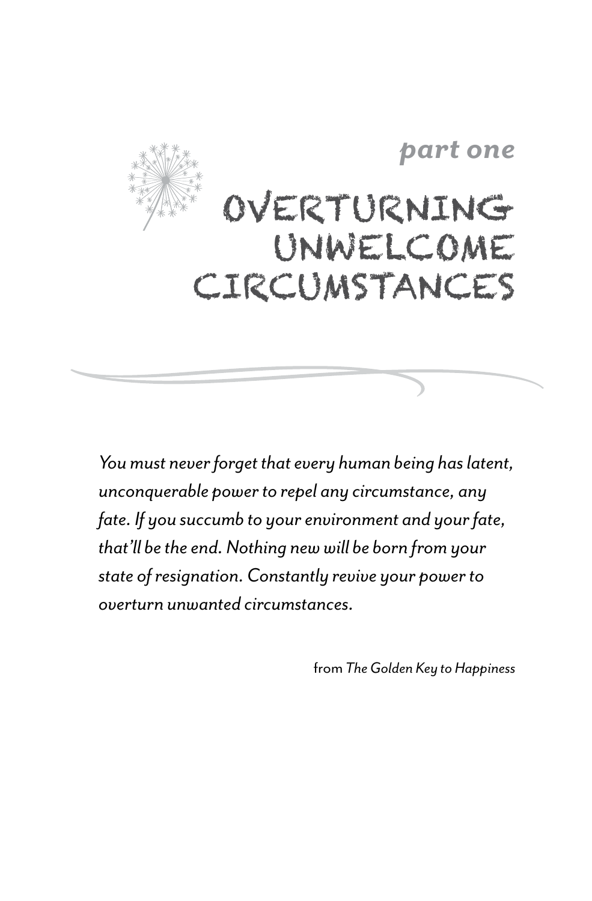*part one*

# OVERTURNING UNWELCOME CIRCUMSTANCES

*You must never forget that every human being has latent, unconquerable power to repel any circumstance, any fate. If you succumb to your environment and your fate, that'll be the end. Nothing new will be born from your state of resignation. Constantly revive your power to overturn unwanted circumstances.*

from *The Golden Key to Happiness*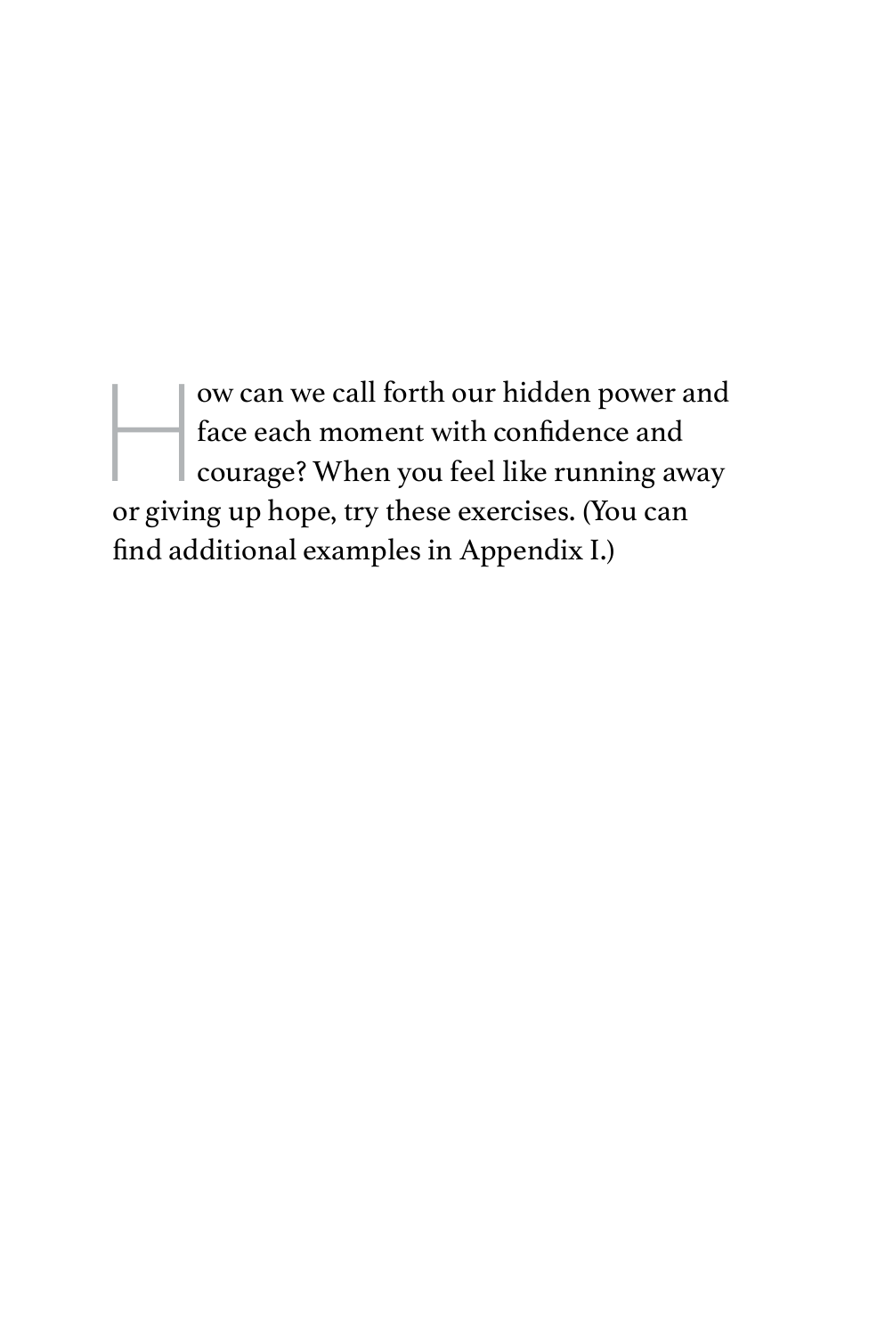How can we call forth our hidden power and face each moment with confidence and courage? When you feel like running away or giving up hope, try these exercises. (You can find additional examples in Appendix I.)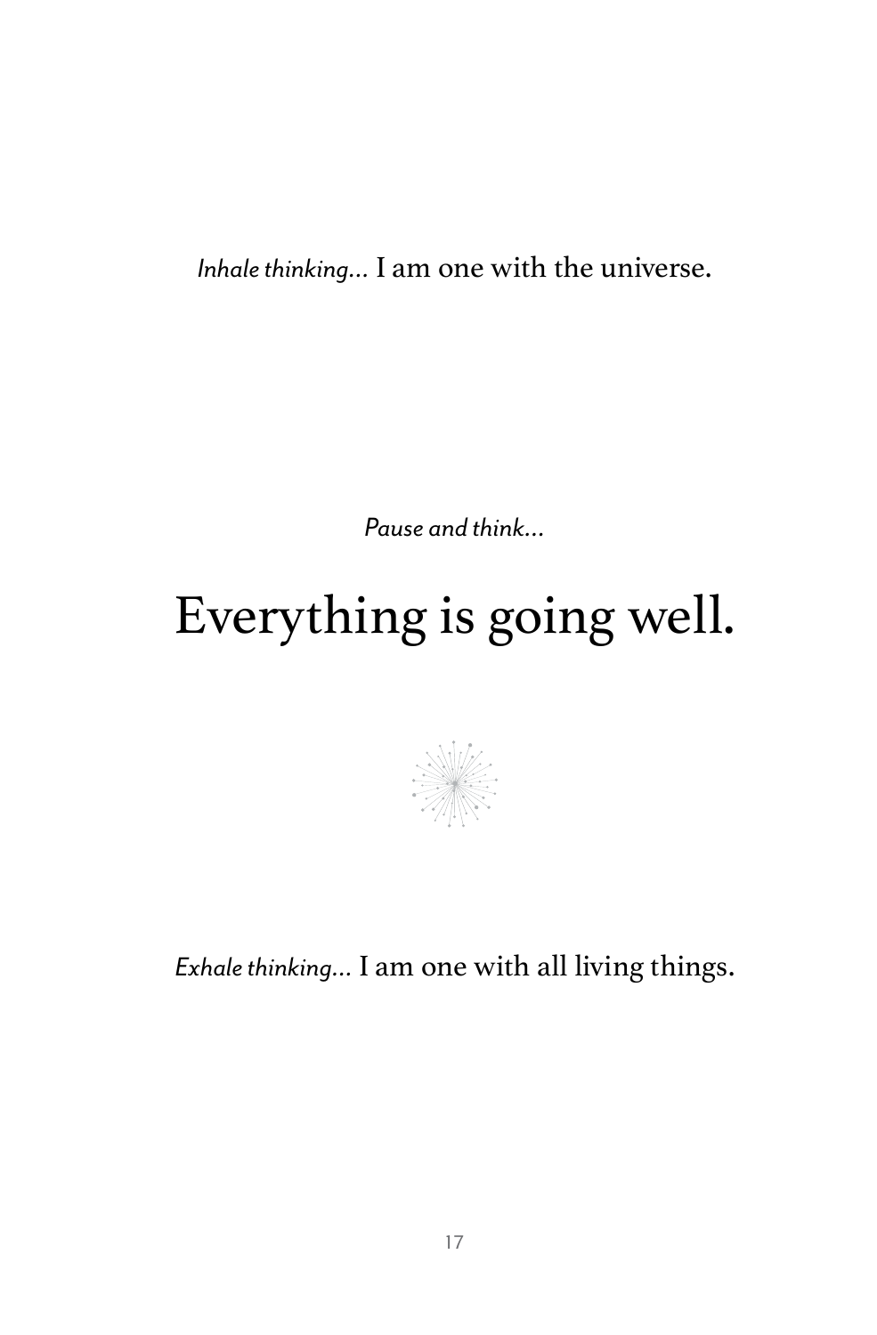*Inhale thinking…* I am one with the universe.

*Pause and think…*

# Everything is going well.

*Exhale thinking…* I am one with all living things.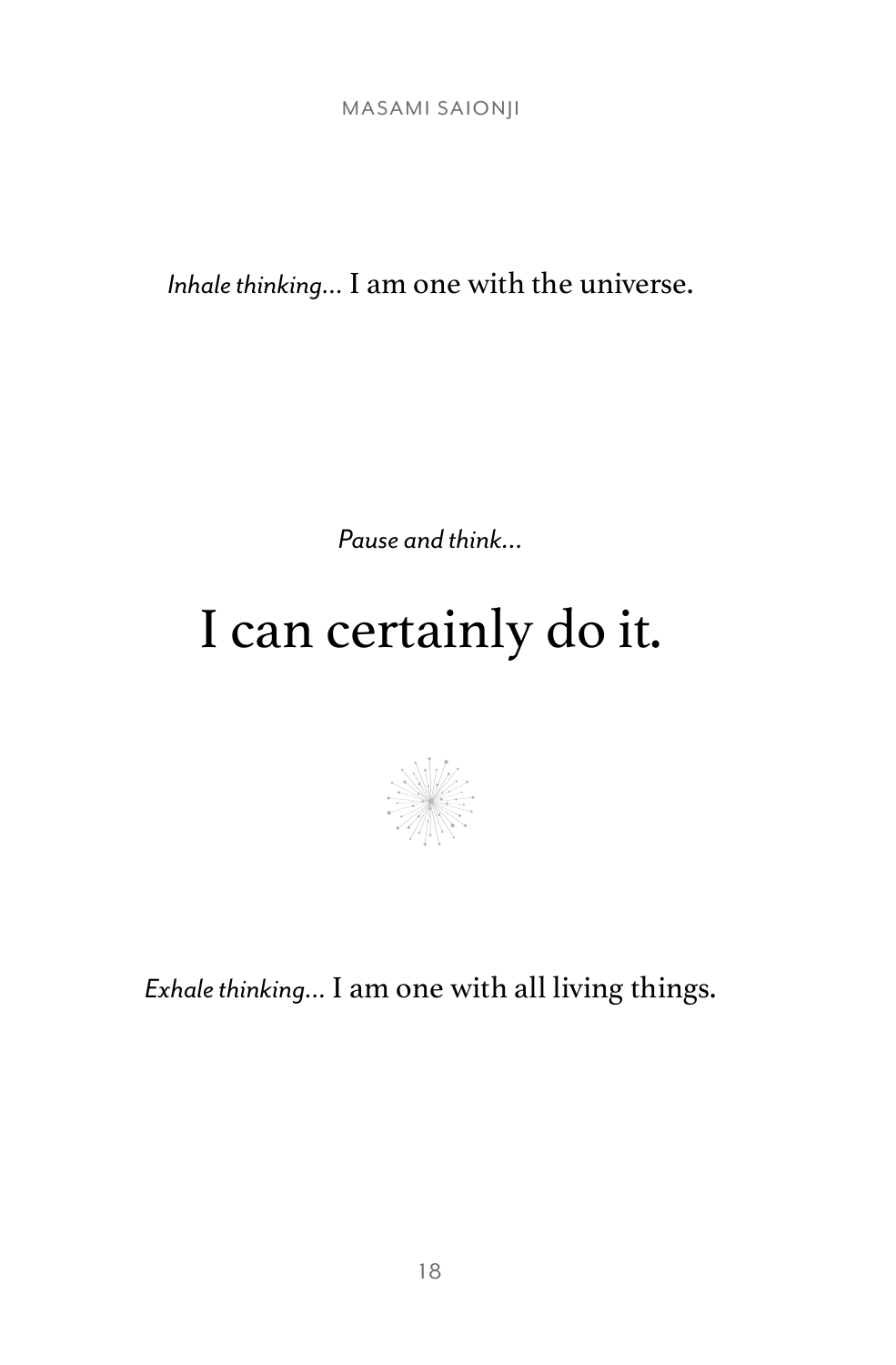*Inhale thinking...* I am one with the universe.

*Pause and think...*

# I can certainly do it.

*Exhale thinking...* I am one with all living things.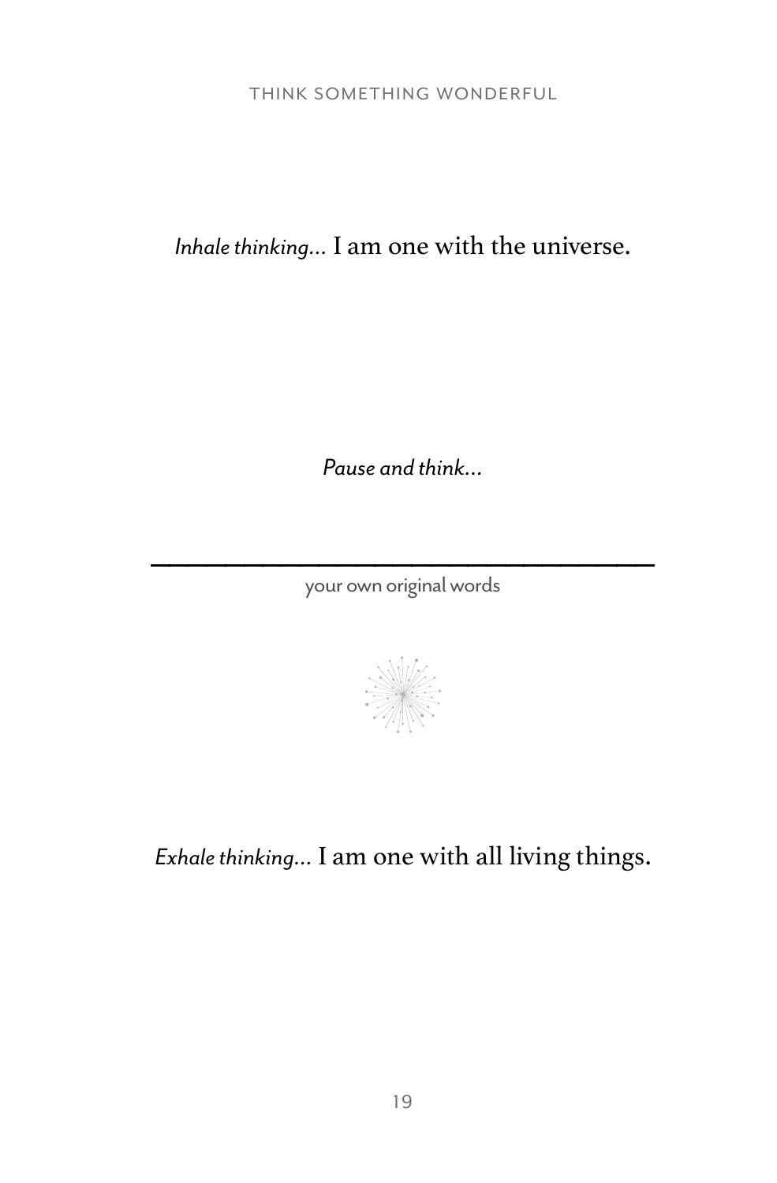*Inhale thinking...* I am one with the universe.

*Pause and think...*

\_\_\_\_\_\_\_\_\_\_\_\_\_\_\_\_\_\_\_\_\_\_\_\_\_\_\_\_\_\_\_\_\_\_\_\_

your own original words

*Exhale thinking...* I am one with all living things.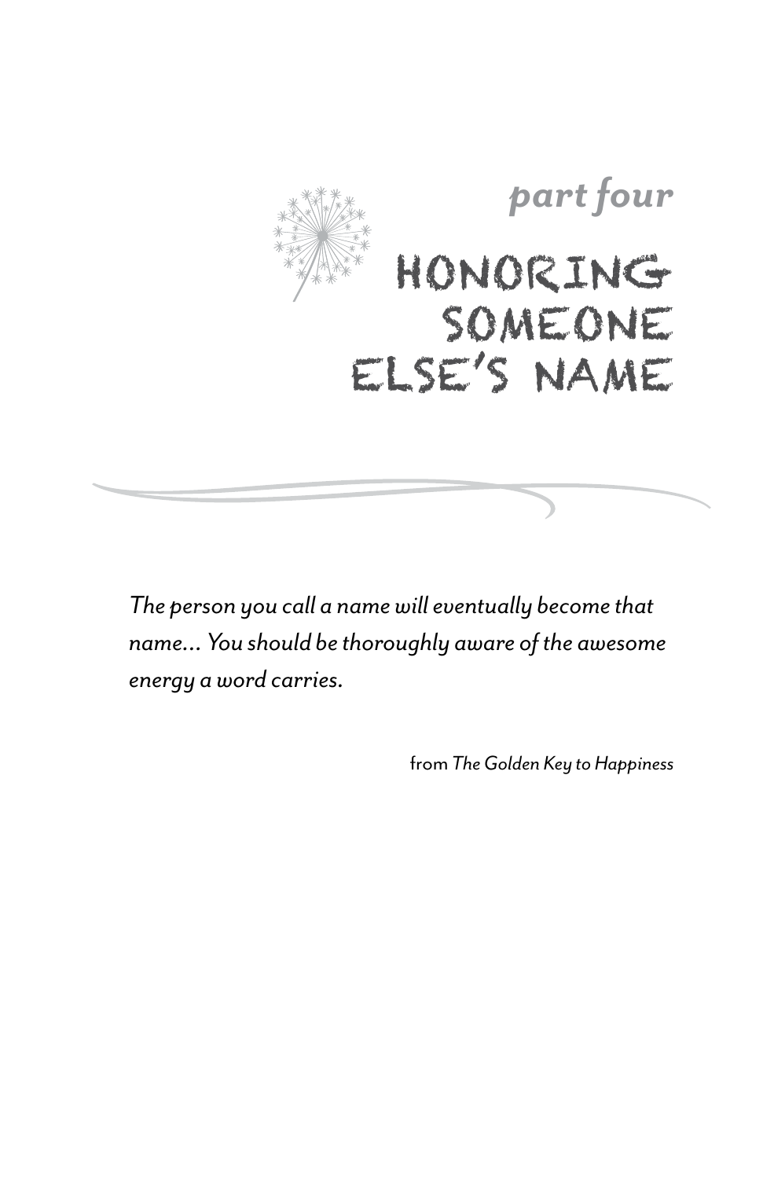*part four*

# HONORING SOMEONE ELSE'S NAME

*The person you call a name will eventually become that name… You should be thoroughly aware of the awesome energy a word carries.*

from *The Golden Key to Happiness*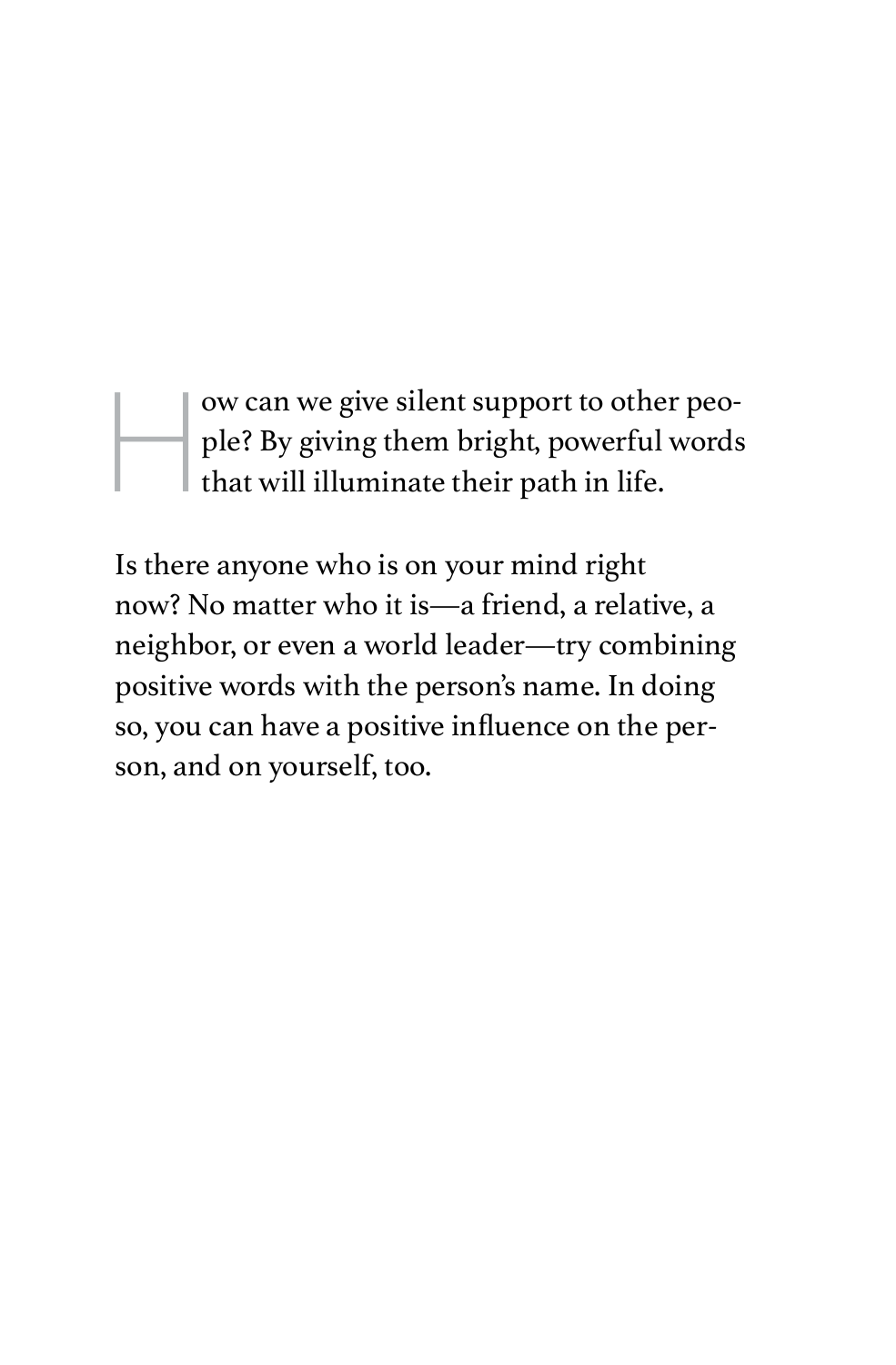How can we give silent support to other people? By giving them bright, powerful words that will illuminate their path in life.

Is there anyone who is on your mind right now? No matter who it is—a friend, a relative, a neighbor, or even a world leader—try combining positive words with the person's name. In doing so, you can have a positive influence on the person, and on yourself, too.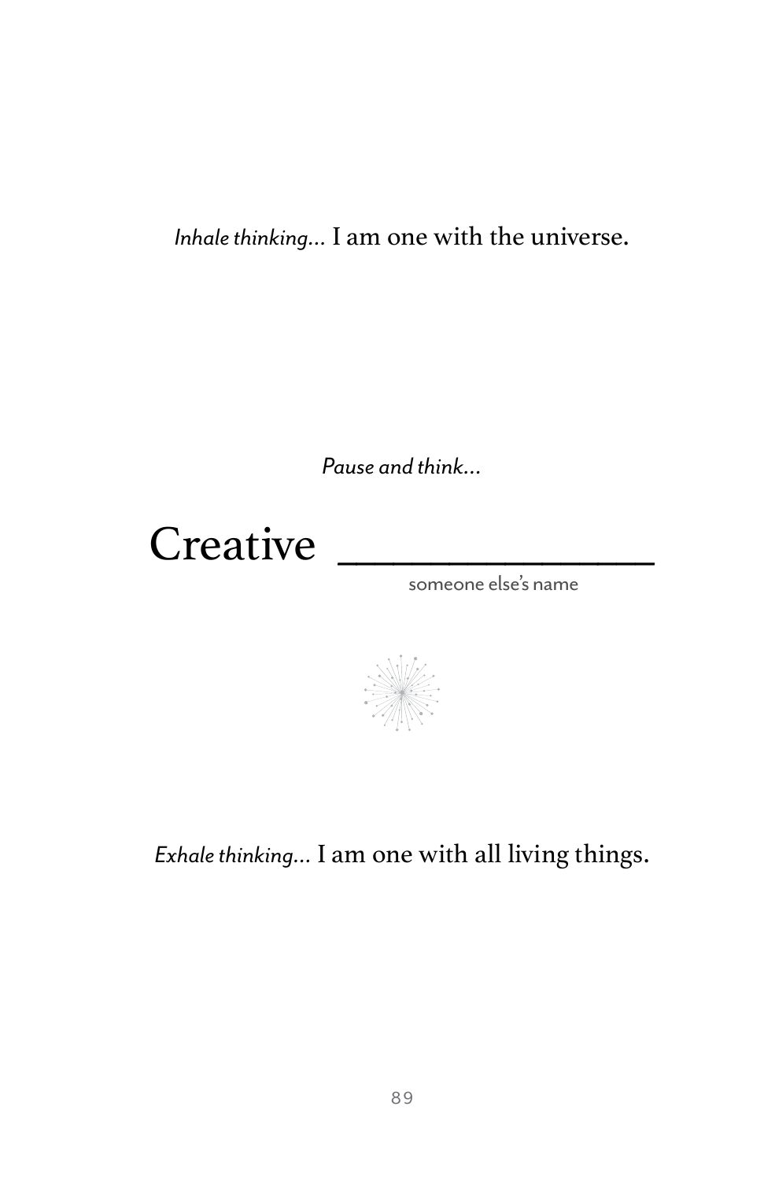*Inhale thinking...* I am one with the universe.

*Pause and think...*

Creative ______________

someone else's name

*Exhale thinking...* I am one with all living things.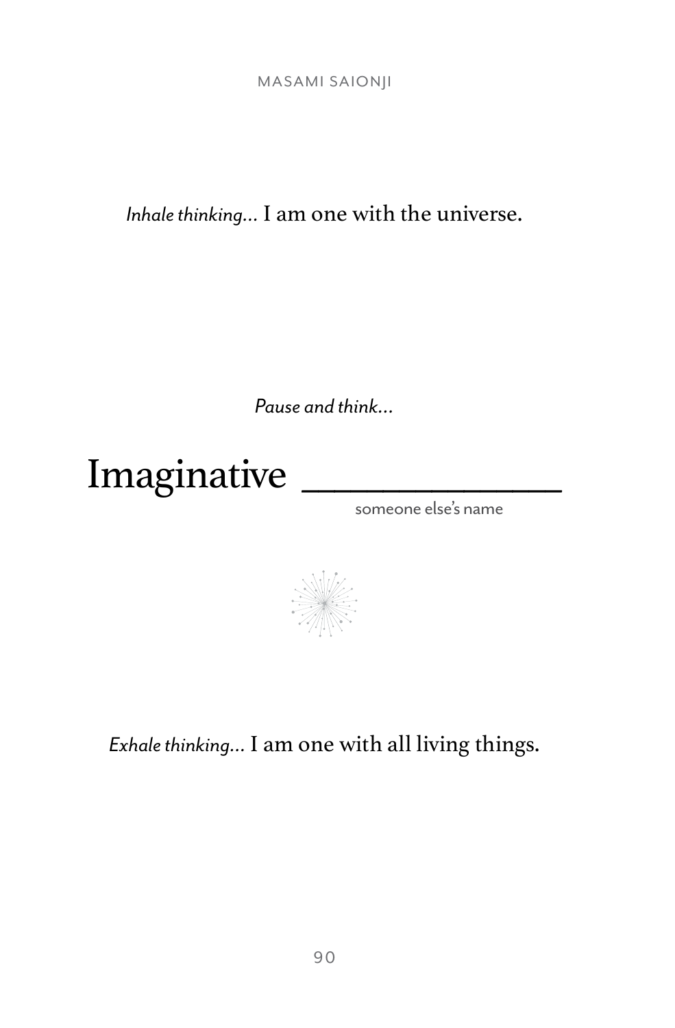*Inhale thinking...* I am one with the universe.

*Pause and think...*

Imaginative ______________
someone else's name

*Exhale thinking...* I am one with all living things.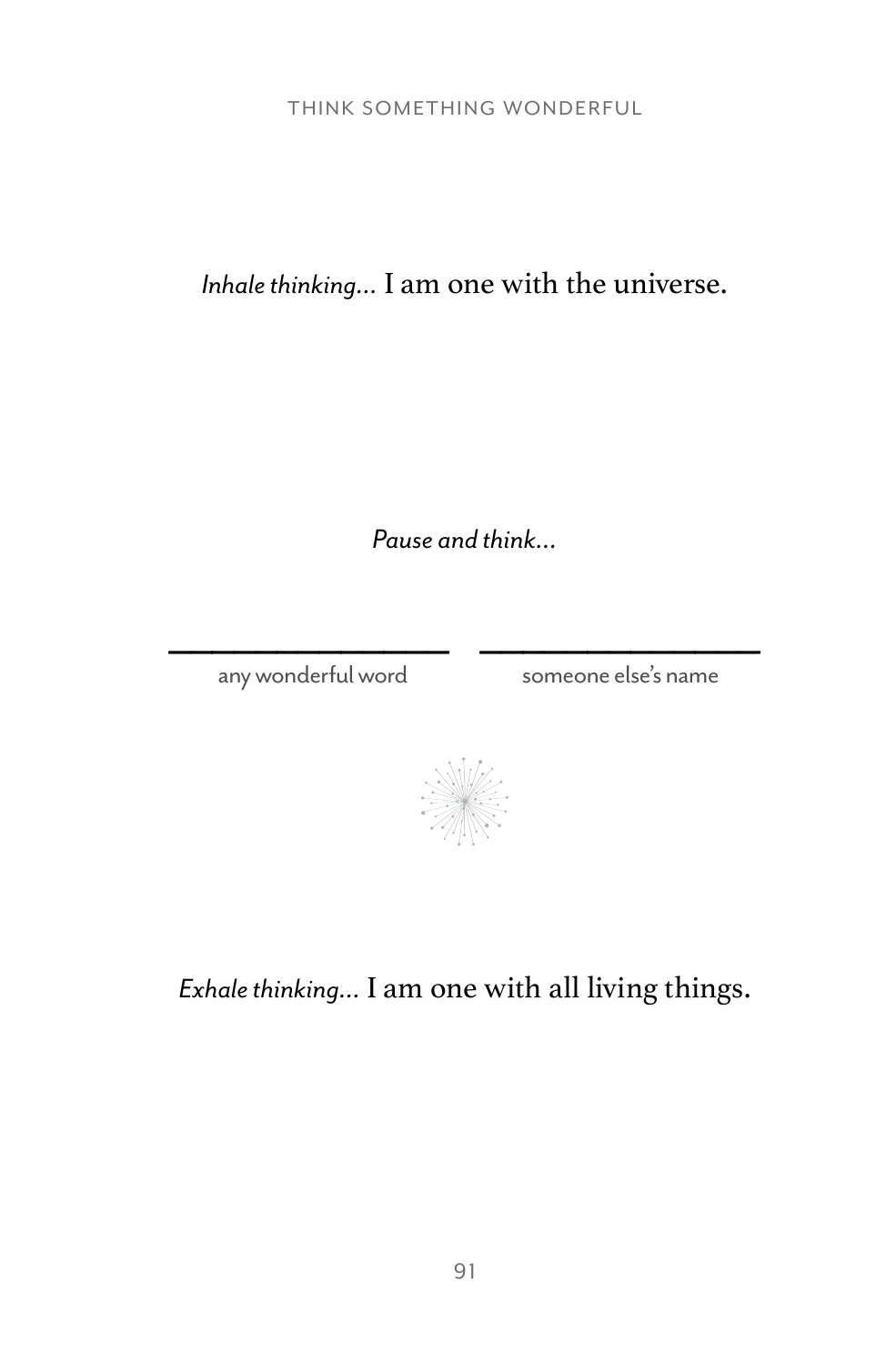*Inhale thinking...* I am one with the universe.

*Pause and think...*

\_\_\_\_\_\_\_\_\_\_\_\_\_\_\_\_ \_\_\_\_\_\_\_\_\_\_\_\_\_\_\_\_

any wonderful word someone else's name

*Exhale thinking...* I am one with all living things.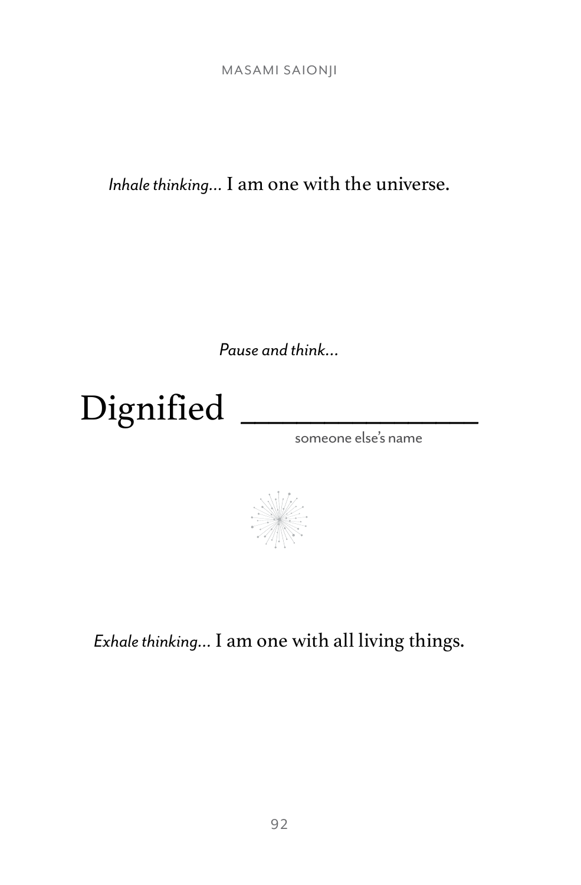*Inhale thinking…* I am one with the universe.

*Pause and think…*

Dignified ______________
someone else's name

*Exhale thinking…* I am one with all living things.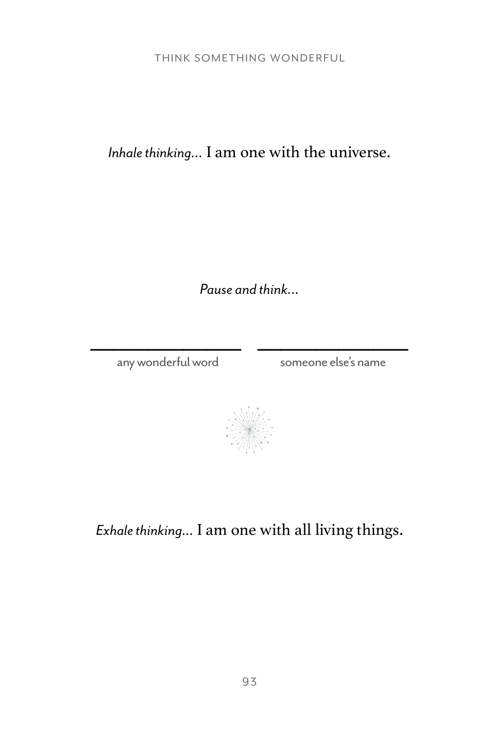*Inhale thinking...* I am one with the universe.

*Pause and think...*

\_\_\_\_\_\_\_\_\_\_\_\_\_\_\_\_ \_\_\_\_\_\_\_\_\_\_\_\_\_\_\_\_

any wonderful word someone else's name

*Exhale thinking...* I am one with all living things.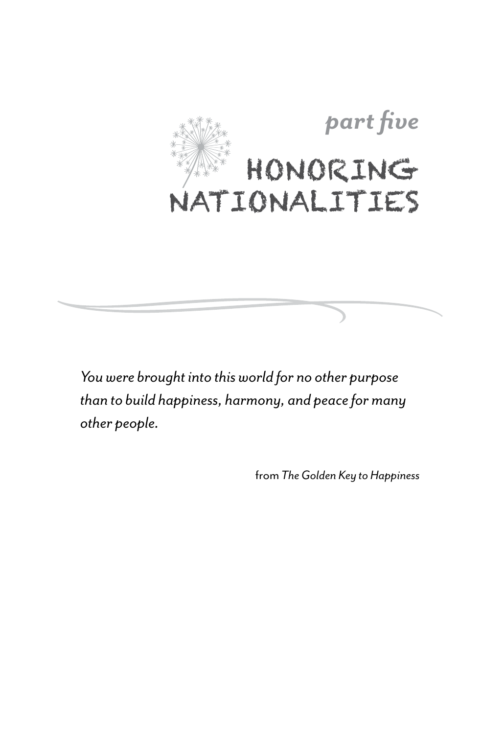*part five*

# HONORING NATIONALITIES

*You were brought into this world for no other purpose than to build happiness, harmony, and peace for many other people.*

from *The Golden Key to Happiness*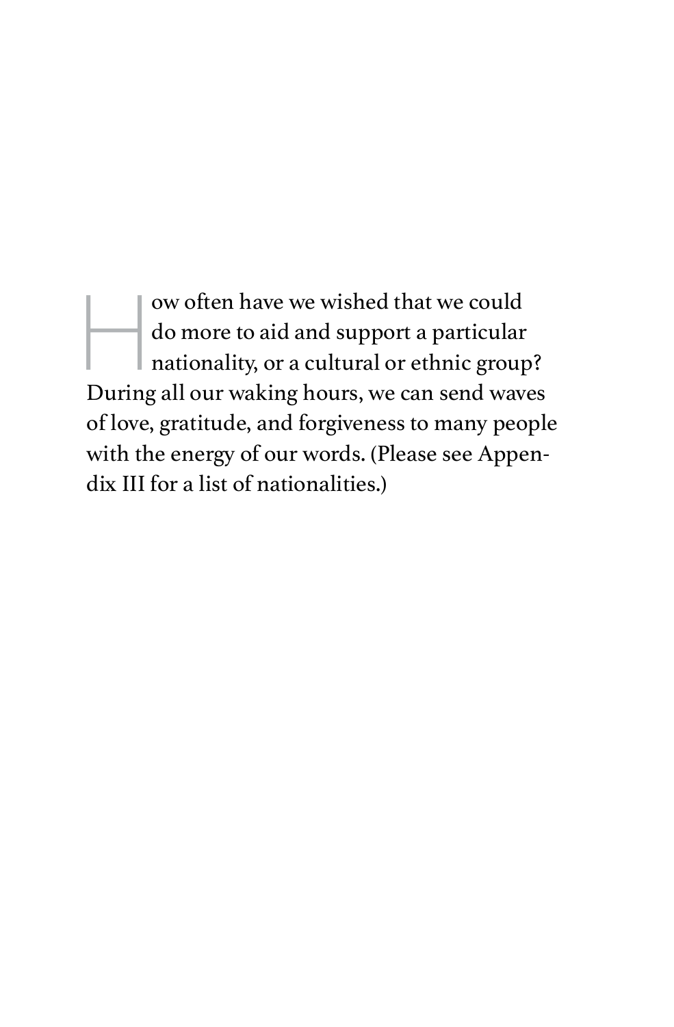How often have we wished that we could do more to aid and support a particular nationality, or a cultural or ethnic group? During all our waking hours, we can send waves of love, gratitude, and forgiveness to many people with the energy of our words. (Please see Appendix III for a list of nationalities.)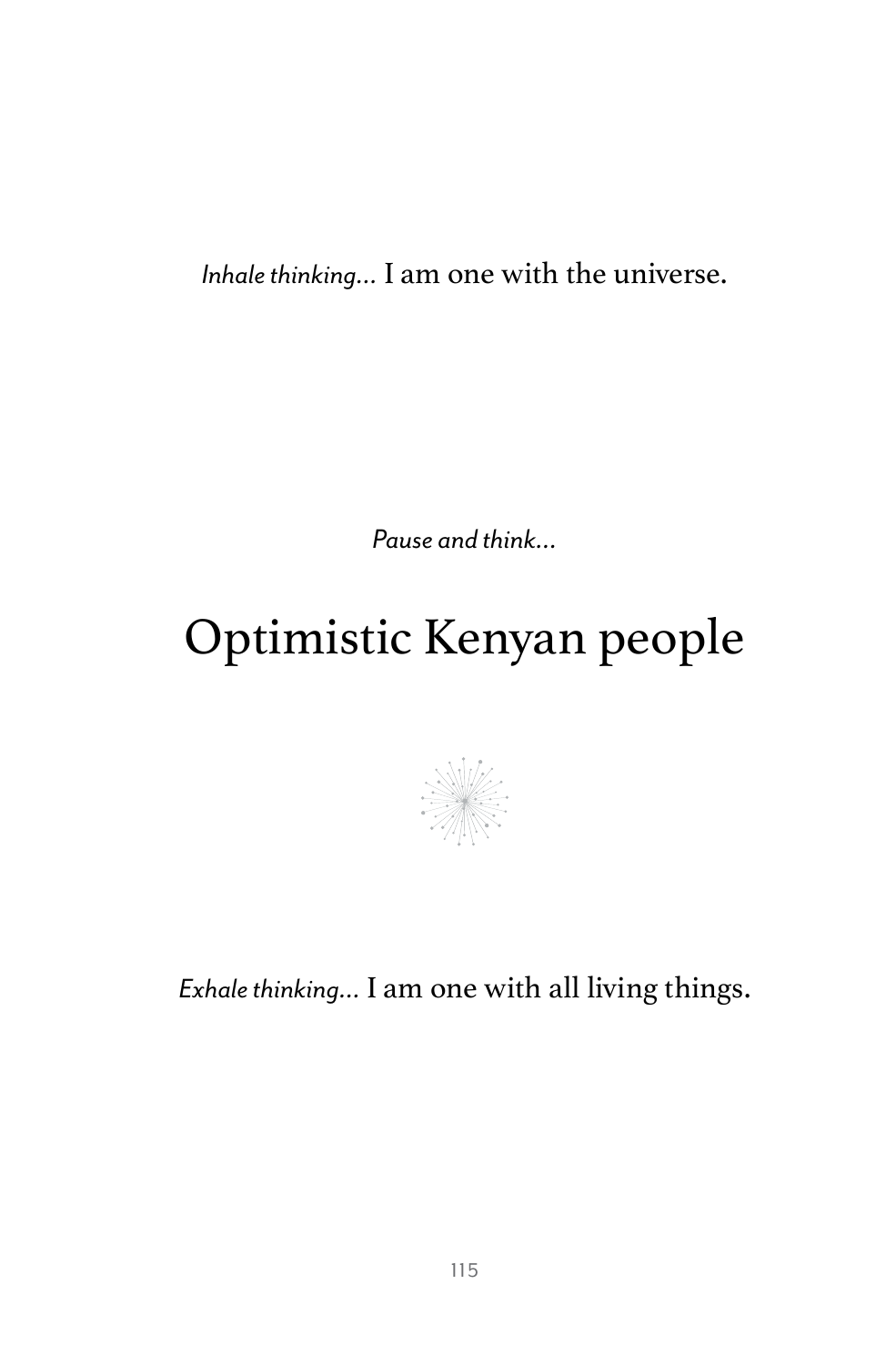*Inhale thinking…* I am one with the universe.

*Pause and think…*

# Optimistic Kenyan people

*Exhale thinking…* I am one with all living things.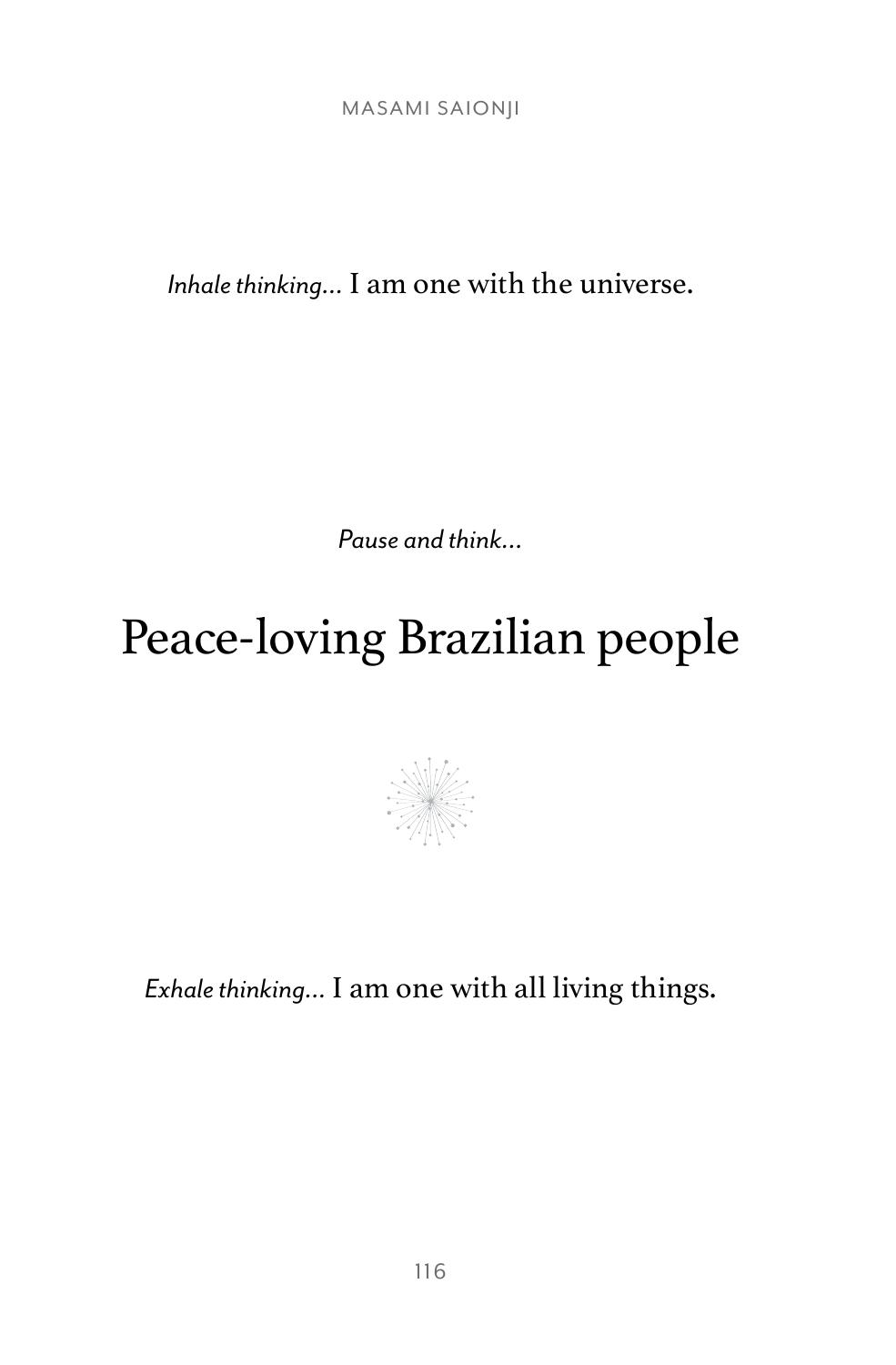*Inhale thinking...* I am one with the universe.

*Pause and think...*

# Peace-loving Brazilian people

*Exhale thinking...* I am one with all living things.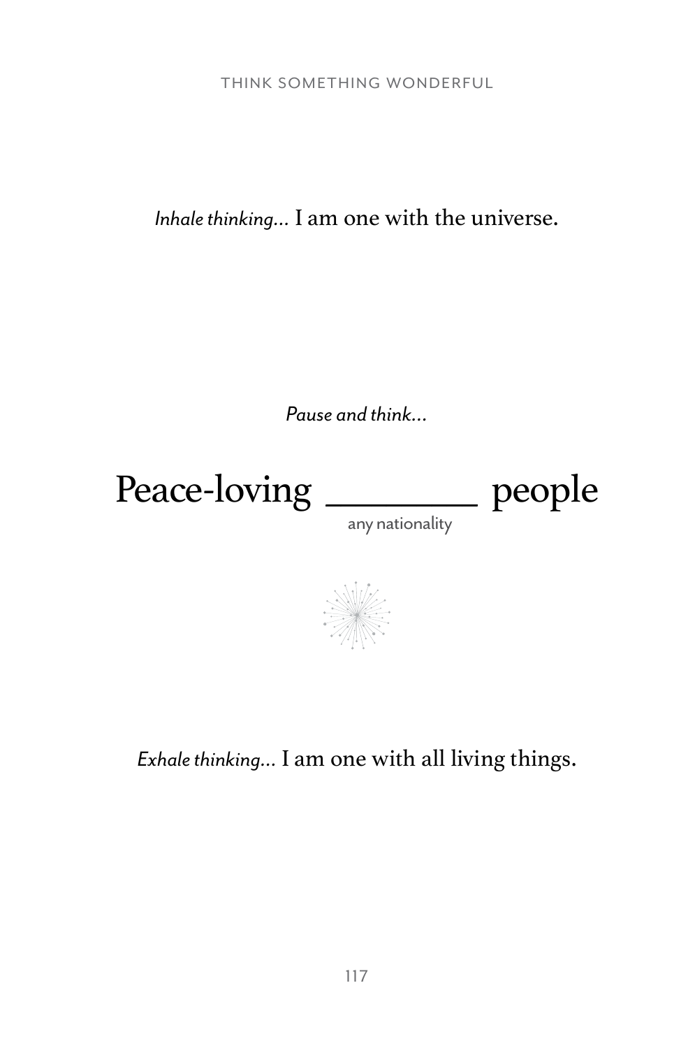*Inhale thinking…* I am one with the universe.

*Pause and think…*

Peace-loving ________ people
any nationality

*Exhale thinking…* I am one with all living things.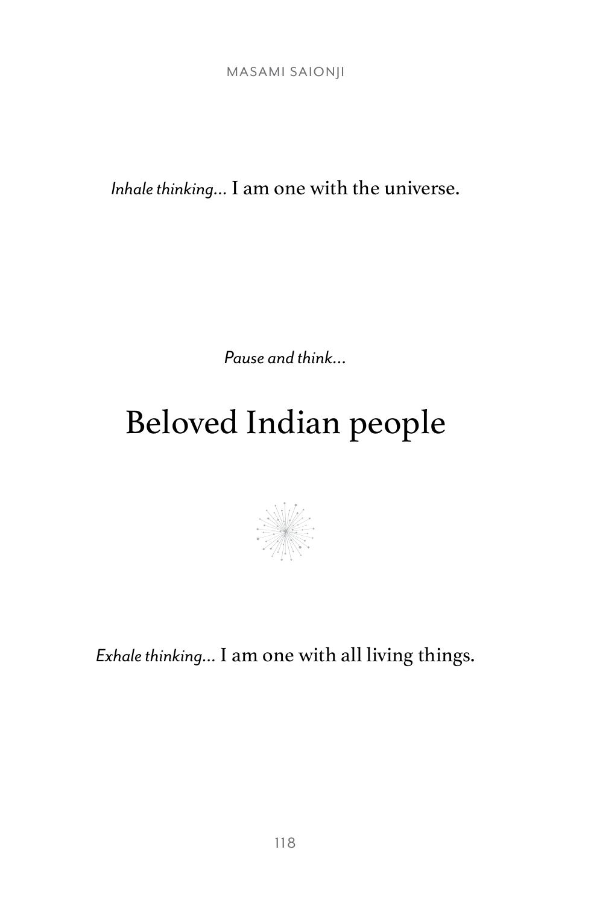*Inhale thinking...* I am one with the universe.

*Pause and think...*

# Beloved Indian people

*Exhale thinking...* I am one with all living things.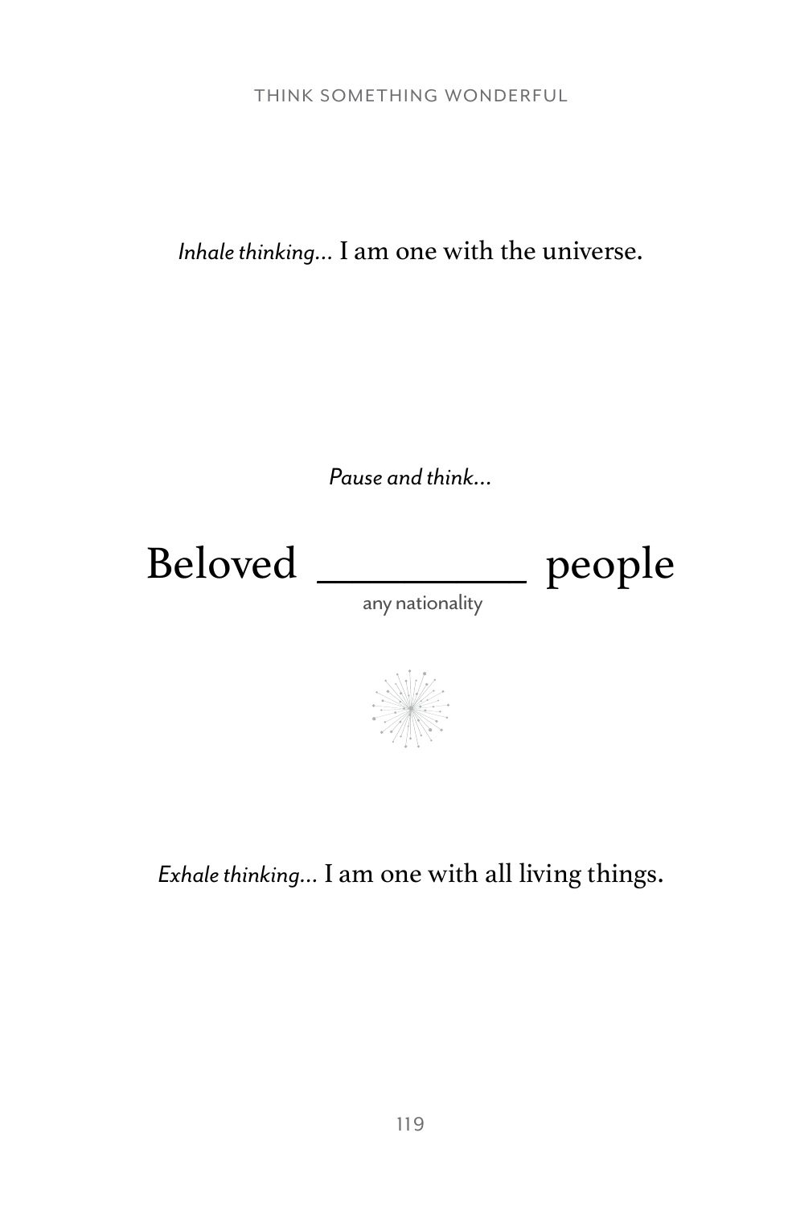*Inhale thinking...* I am one with the universe.

*Pause and think...*

Beloved __________ people

any nationality

*Exhale thinking...* I am one with all living things.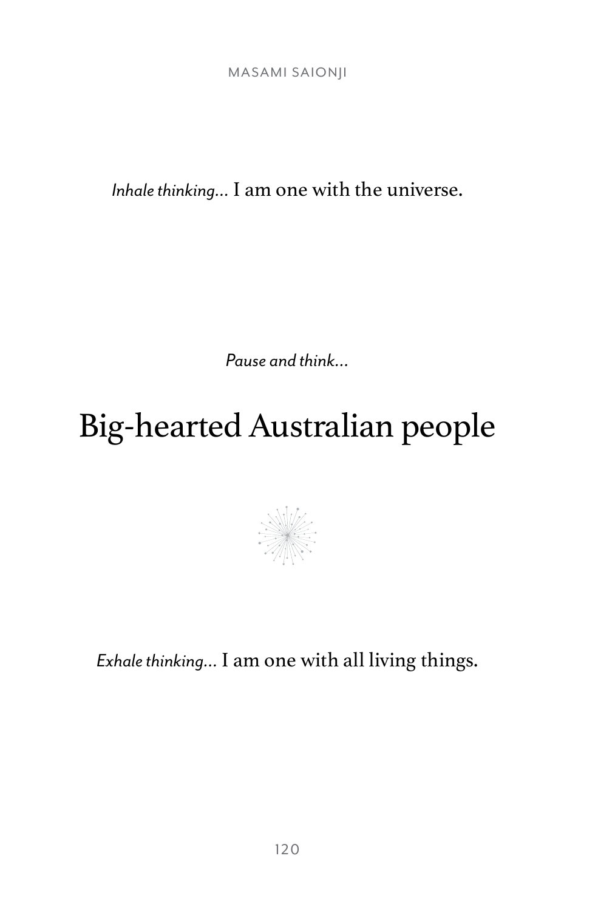*Inhale thinking...* I am one with the universe.

*Pause and think...*

# Big-hearted Australian people

*Exhale thinking...* I am one with all living things.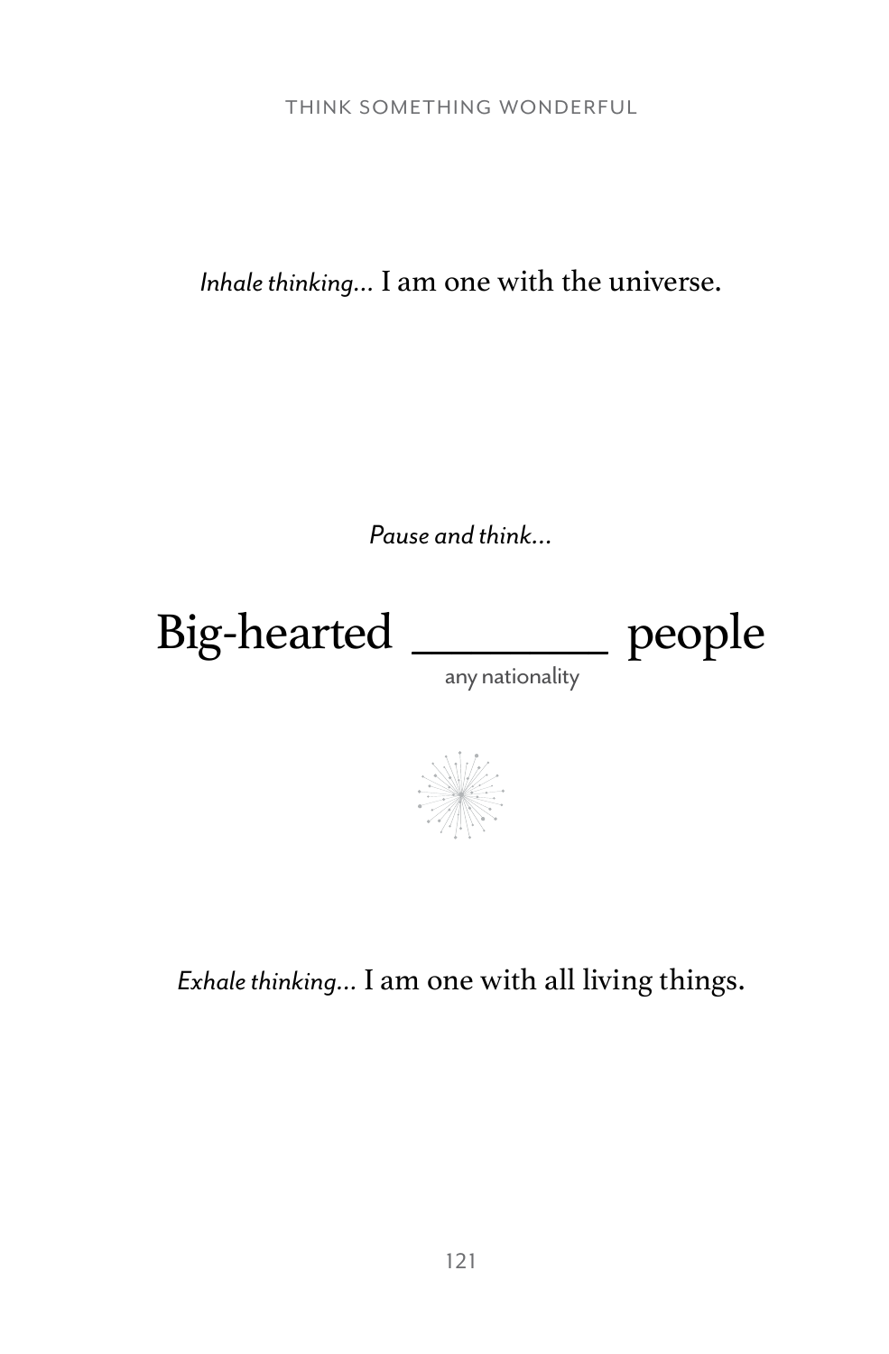*Inhale thinking…* I am one with the universe.

*Pause and think…*

Big-hearted ________ people

any nationality

*Exhale thinking…* I am one with all living things.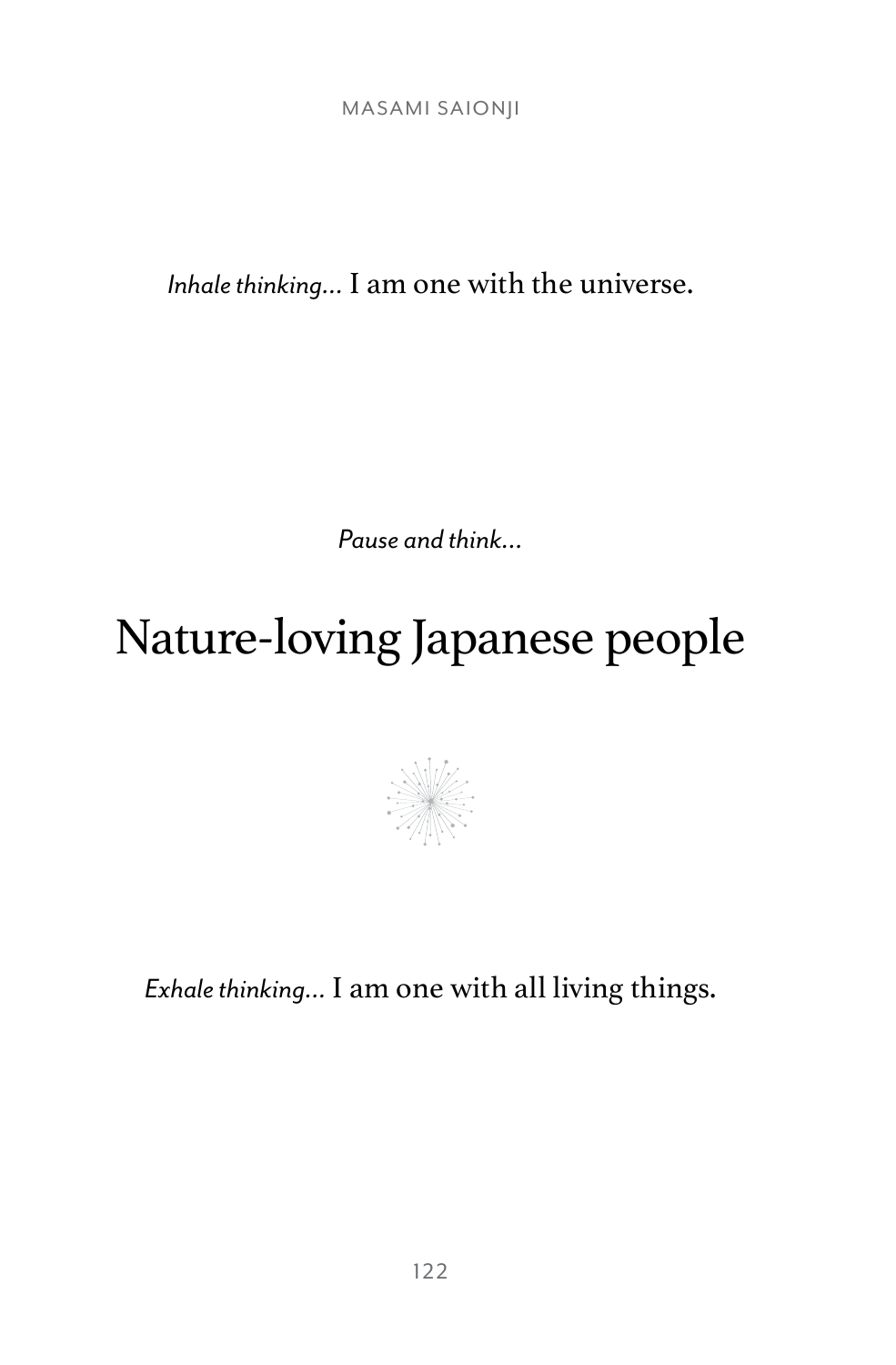*Inhale thinking...* I am one with the universe.

*Pause and think...*

# Nature-loving Japanese people

*Exhale thinking...* I am one with all living things.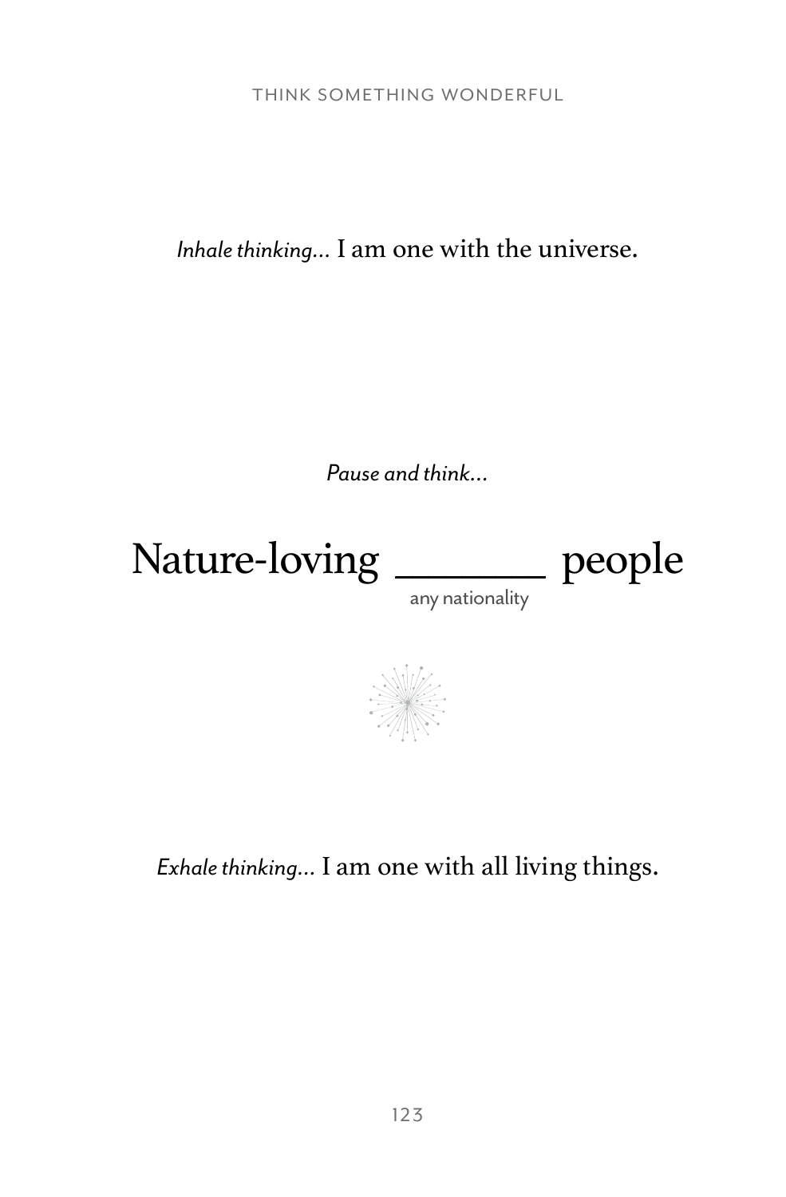*Inhale thinking...* I am one with the universe.

*Pause and think...*

Nature-loving ______ people
any nationality

*Exhale thinking...* I am one with all living things.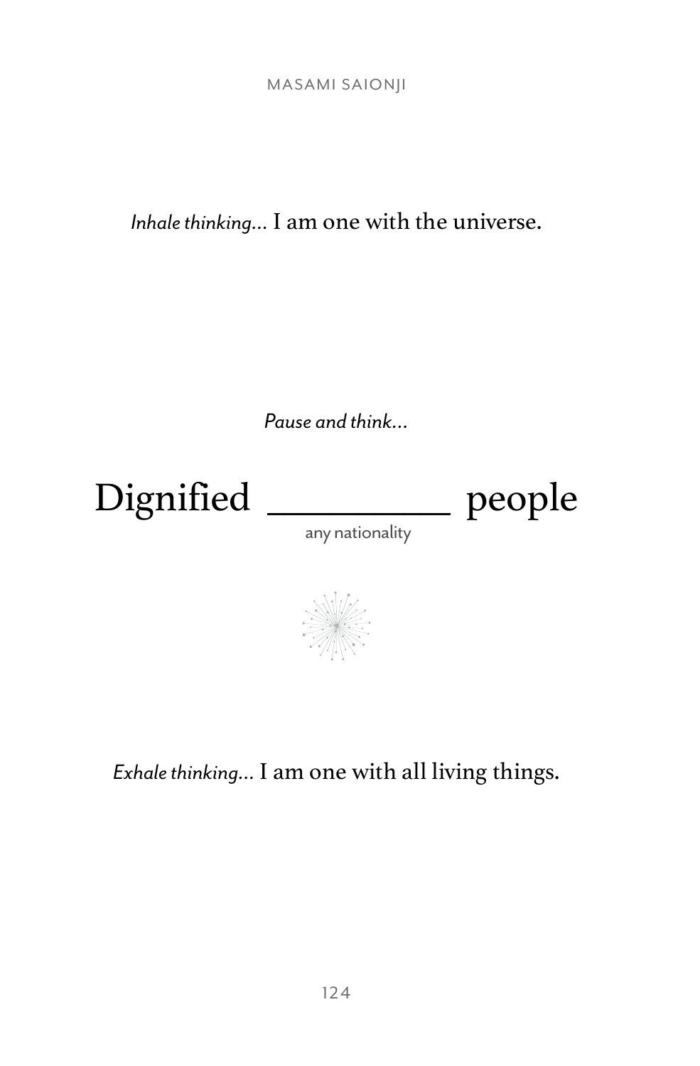*Inhale thinking...* I am one with the universe.

*Pause and think...*

Dignified __________ people
any nationality

*Exhale thinking...* I am one with all living things.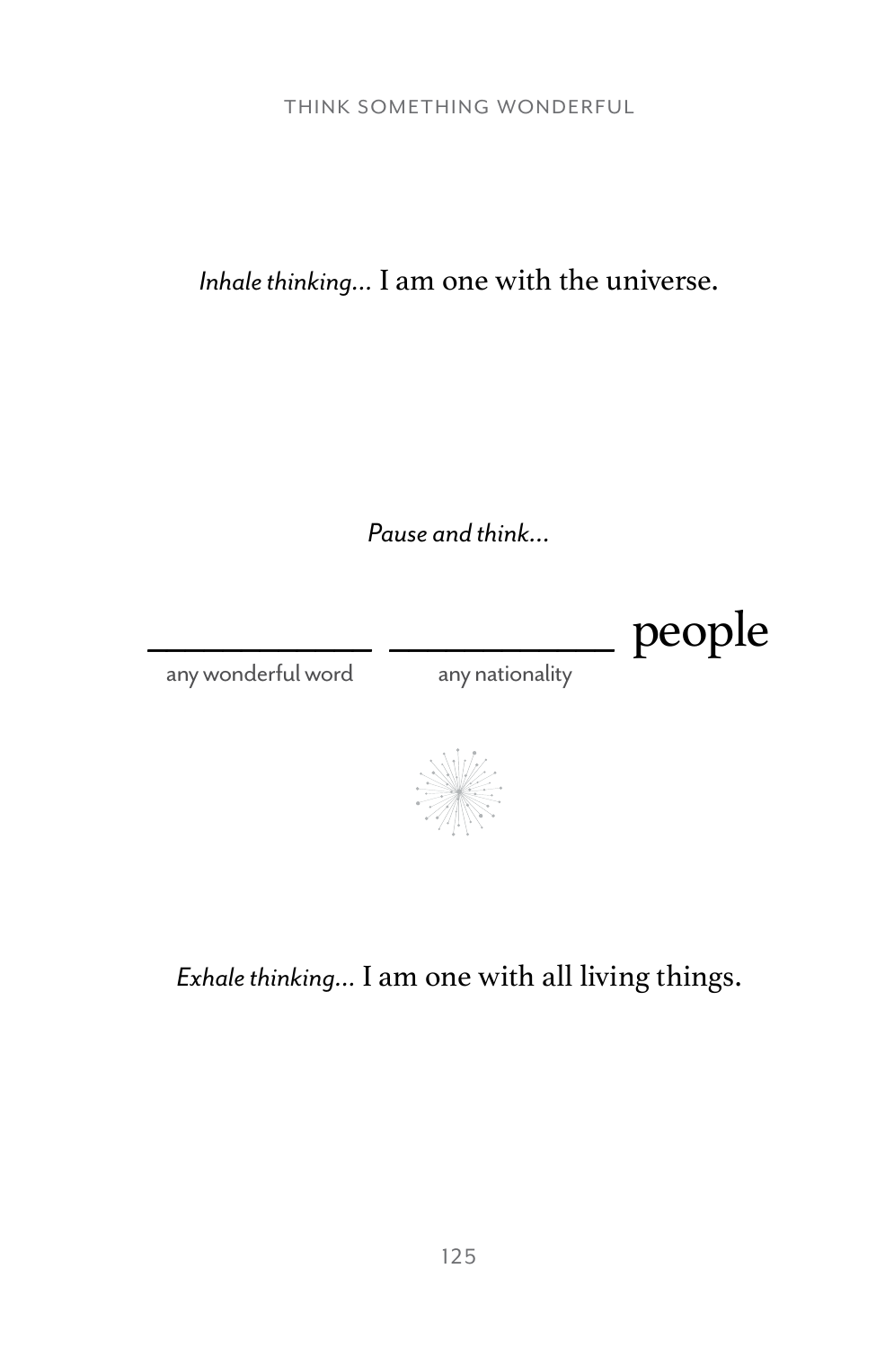*Inhale thinking…* I am one with the universe.

*Pause and think…*

__________ __________ people

any wonderful word — any nationality

*Exhale thinking…* I am one with all living things.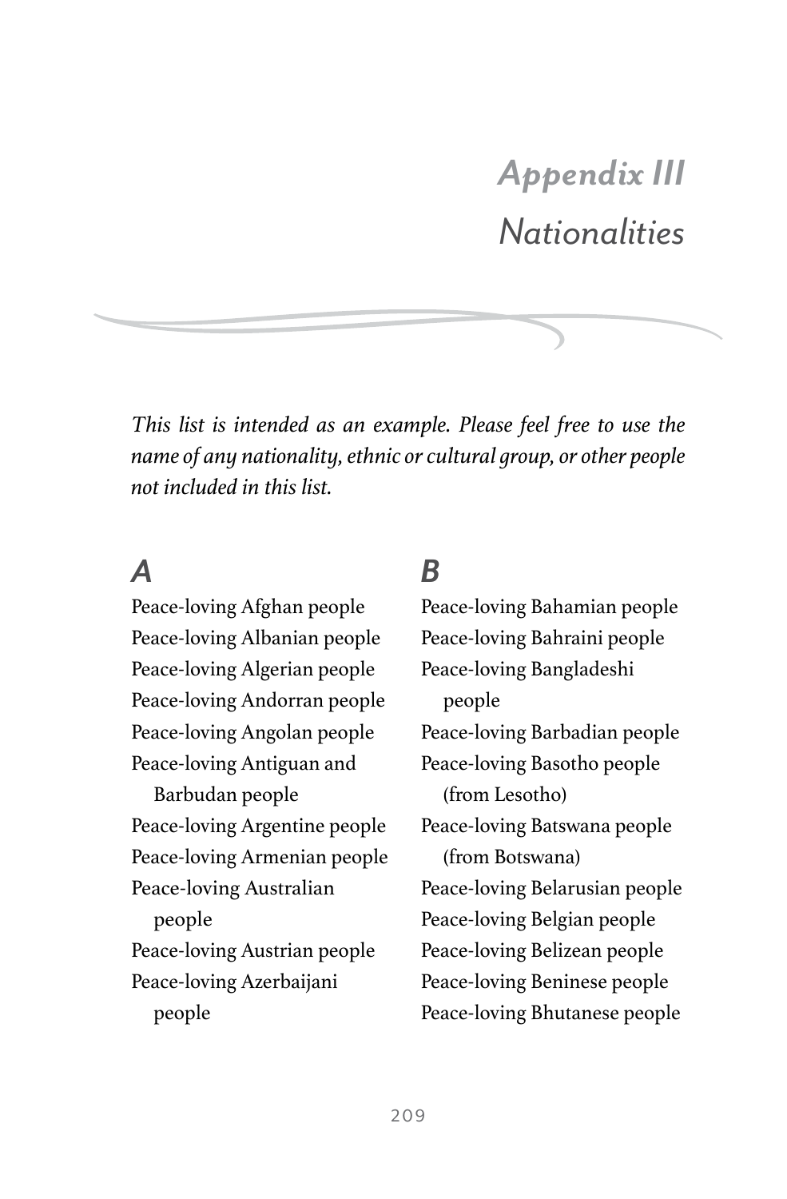# *Appendix III*
# *Nationalities*

*This list is intended as an example. Please feel free to use the name of any nationality, ethnic or cultural group, or other people not included in this list.*

## *A*

Peace-loving Afghan people
Peace-loving Albanian people
Peace-loving Algerian people
Peace-loving Andorran people
Peace-loving Angolan people
Peace-loving Antiguan and Barbudan people
Peace-loving Argentine people
Peace-loving Armenian people
Peace-loving Australian people
Peace-loving Austrian people
Peace-loving Azerbaijani people

## *B*

Peace-loving Bahamian people
Peace-loving Bahraini people
Peace-loving Bangladeshi people
Peace-loving Barbadian people
Peace-loving Basotho people (from Lesotho)
Peace-loving Batswana people (from Botswana)
Peace-loving Belarusian people
Peace-loving Belgian people
Peace-loving Belizean people
Peace-loving Beninese people
Peace-loving Bhutanese people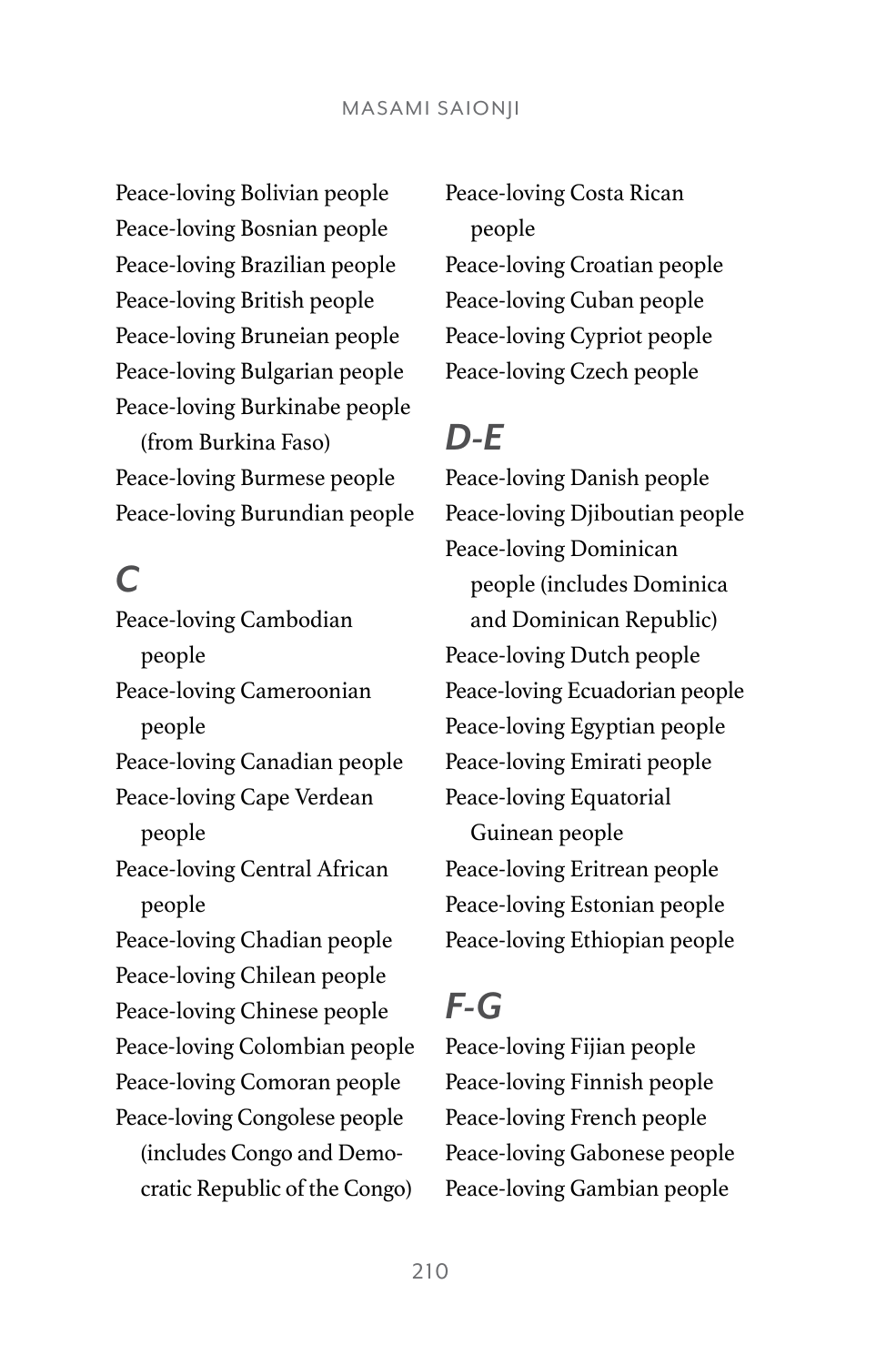Peace-loving Bolivian people
Peace-loving Bosnian people
Peace-loving Brazilian people
Peace-loving British people
Peace-loving Bruneian people
Peace-loving Bulgarian people
Peace-loving Burkinabe people (from Burkina Faso)
Peace-loving Burmese people
Peace-loving Burundian people

## *C*

Peace-loving Cambodian people
Peace-loving Cameroonian people
Peace-loving Canadian people
Peace-loving Cape Verdean people
Peace-loving Central African people
Peace-loving Chadian people
Peace-loving Chilean people
Peace-loving Chinese people
Peace-loving Colombian people
Peace-loving Comoran people
Peace-loving Congolese people (includes Congo and Democratic Republic of the Congo)
Peace-loving Costa Rican people
Peace-loving Croatian people
Peace-loving Cuban people
Peace-loving Cypriot people
Peace-loving Czech people

## *D-E*

Peace-loving Danish people
Peace-loving Djiboutian people
Peace-loving Dominican people (includes Dominica and Dominican Republic)
Peace-loving Dutch people
Peace-loving Ecuadorian people
Peace-loving Egyptian people
Peace-loving Emirati people
Peace-loving Equatorial Guinean people
Peace-loving Eritrean people
Peace-loving Estonian people
Peace-loving Ethiopian people

## *F-G*

Peace-loving Fijian people
Peace-loving Finnish people
Peace-loving French people
Peace-loving Gabonese people
Peace-loving Gambian people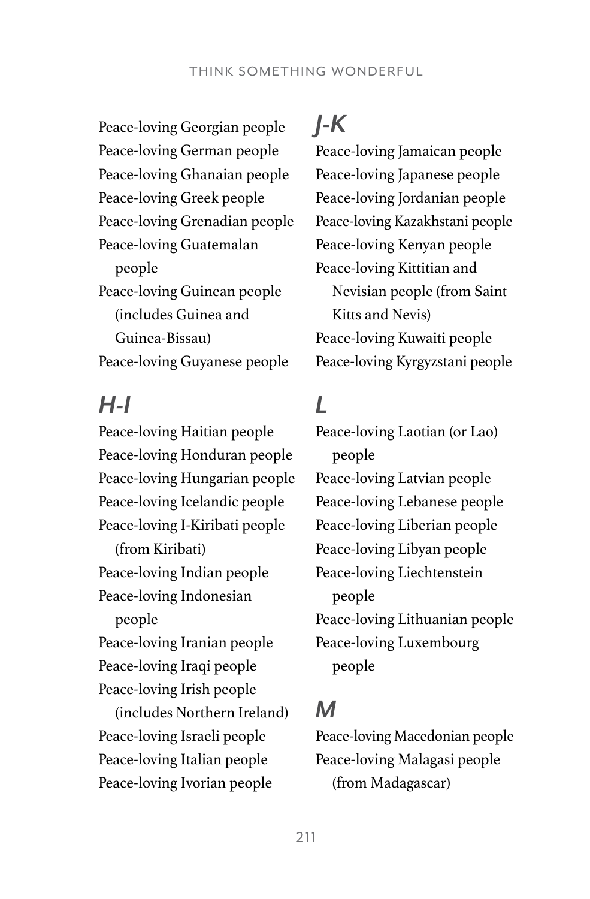Peace-loving Georgian people
Peace-loving German people
Peace-loving Ghanaian people
Peace-loving Greek people
Peace-loving Grenadian people
Peace-loving Guatemalan people
Peace-loving Guinean people (includes Guinea and Guinea-Bissau)
Peace-loving Guyanese people

## H-I

Peace-loving Haitian people
Peace-loving Honduran people
Peace-loving Hungarian people
Peace-loving Icelandic people
Peace-loving I-Kiribati people (from Kiribati)
Peace-loving Indian people
Peace-loving Indonesian people
Peace-loving Iranian people
Peace-loving Iraqi people
Peace-loving Irish people (includes Northern Ireland)
Peace-loving Israeli people
Peace-loving Italian people
Peace-loving Ivorian people

## J-K

Peace-loving Jamaican people
Peace-loving Japanese people
Peace-loving Jordanian people
Peace-loving Kazakhstani people
Peace-loving Kenyan people
Peace-loving Kittitian and Nevisian people (from Saint Kitts and Nevis)
Peace-loving Kuwaiti people
Peace-loving Kyrgyzstani people

## L

Peace-loving Laotian (or Lao) people
Peace-loving Latvian people
Peace-loving Lebanese people
Peace-loving Liberian people
Peace-loving Libyan people
Peace-loving Liechtenstein people
Peace-loving Lithuanian people
Peace-loving Luxembourg people

## M

Peace-loving Macedonian people
Peace-loving Malagasi people (from Madagascar)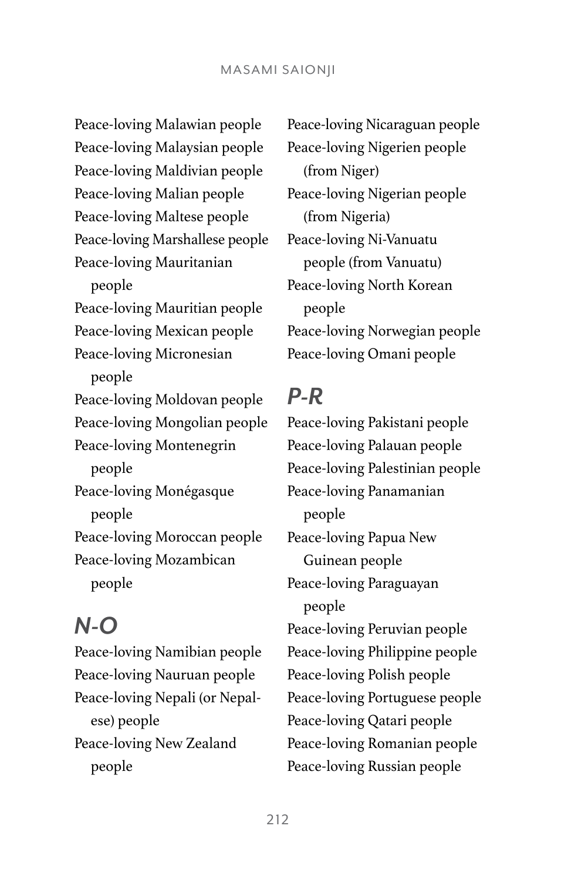Peace-loving Malawian people
Peace-loving Malaysian people
Peace-loving Maldivian people
Peace-loving Malian people
Peace-loving Maltese people
Peace-loving Marshallese people
Peace-loving Mauritanian people
Peace-loving Mauritian people
Peace-loving Mexican people
Peace-loving Micronesian people
Peace-loving Moldovan people
Peace-loving Mongolian people
Peace-loving Montenegrin people
Peace-loving Monégasque people
Peace-loving Moroccan people
Peace-loving Mozambican people

## *N-O*

Peace-loving Namibian people
Peace-loving Nauruan people
Peace-loving Nepali (or Nepalese) people
Peace-loving New Zealand people
Peace-loving Nicaraguan people
Peace-loving Nigerien people (from Niger)
Peace-loving Nigerian people (from Nigeria)
Peace-loving Ni-Vanuatu people (from Vanuatu)
Peace-loving North Korean people
Peace-loving Norwegian people
Peace-loving Omani people

## *P-R*

Peace-loving Pakistani people
Peace-loving Palauan people
Peace-loving Palestinian people
Peace-loving Panamanian people
Peace-loving Papua New Guinean people
Peace-loving Paraguayan people
Peace-loving Peruvian people
Peace-loving Philippine people
Peace-loving Polish people
Peace-loving Portuguese people
Peace-loving Qatari people
Peace-loving Romanian people
Peace-loving Russian people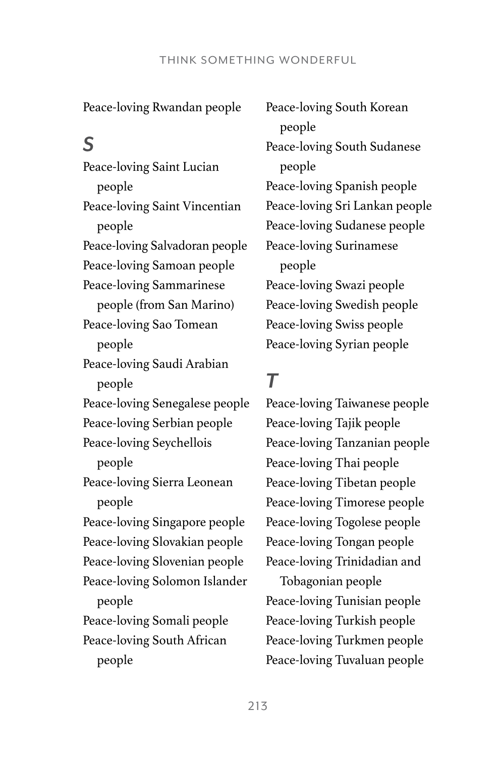Peace-loving Rwandan people

## *S*

Peace-loving Saint Lucian people
Peace-loving Saint Vincentian people
Peace-loving Salvadoran people
Peace-loving Samoan people
Peace-loving Sammarinese people (from San Marino)
Peace-loving Sao Tomean people
Peace-loving Saudi Arabian people
Peace-loving Senegalese people
Peace-loving Serbian people
Peace-loving Seychellois people
Peace-loving Sierra Leonean people
Peace-loving Singapore people
Peace-loving Slovakian people
Peace-loving Slovenian people
Peace-loving Solomon Islander people
Peace-loving Somali people
Peace-loving South African people
Peace-loving South Korean people
Peace-loving South Sudanese people
Peace-loving Spanish people
Peace-loving Sri Lankan people
Peace-loving Sudanese people
Peace-loving Surinamese people
Peace-loving Swazi people
Peace-loving Swedish people
Peace-loving Swiss people
Peace-loving Syrian people

## *T*

Peace-loving Taiwanese people
Peace-loving Tajik people
Peace-loving Tanzanian people
Peace-loving Thai people
Peace-loving Tibetan people
Peace-loving Timorese people
Peace-loving Togolese people
Peace-loving Tongan people
Peace-loving Trinidadian and Tobagonian people
Peace-loving Tunisian people
Peace-loving Turkish people
Peace-loving Turkmen people
Peace-loving Tuvaluan people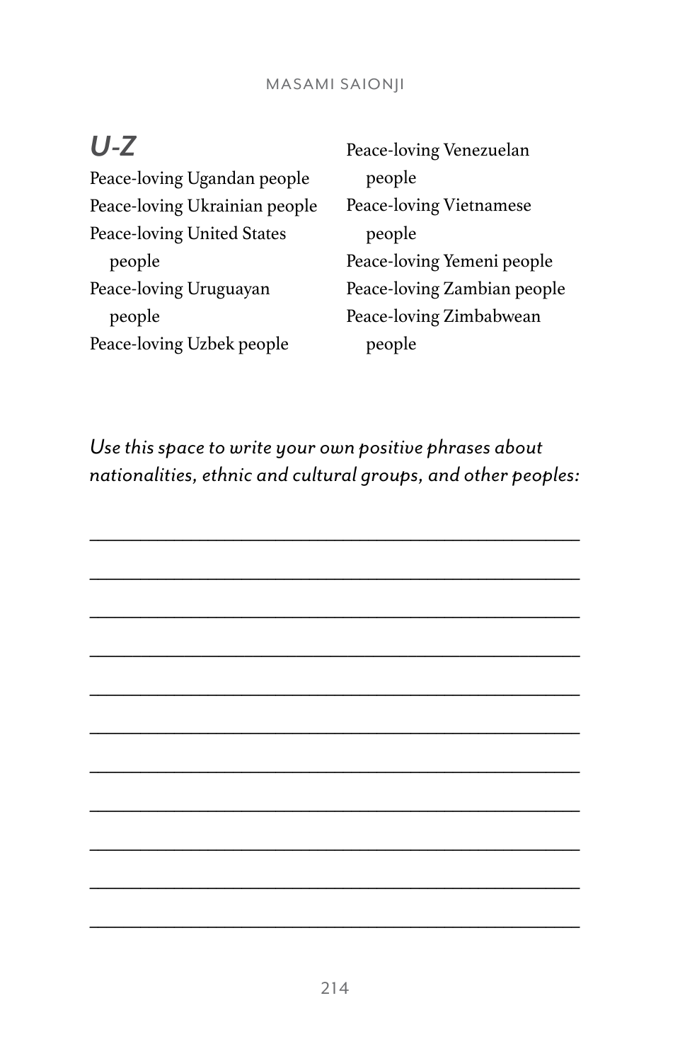## *U-Z*

Peace-loving Ugandan people
Peace-loving Ukrainian people
Peace-loving United States people
Peace-loving Uruguayan people
Peace-loving Uzbek people
Peace-loving Venezuelan people
Peace-loving Vietnamese people
Peace-loving Yemeni people
Peace-loving Zambian people
Peace-loving Zimbabwean people

*Use this space to write your own positive phrases about nationalities, ethnic and cultural groups, and other peoples:*

______________________________________________

______________________________________________

______________________________________________

______________________________________________

______________________________________________

______________________________________________

______________________________________________

______________________________________________

______________________________________________

______________________________________________

______________________________________________